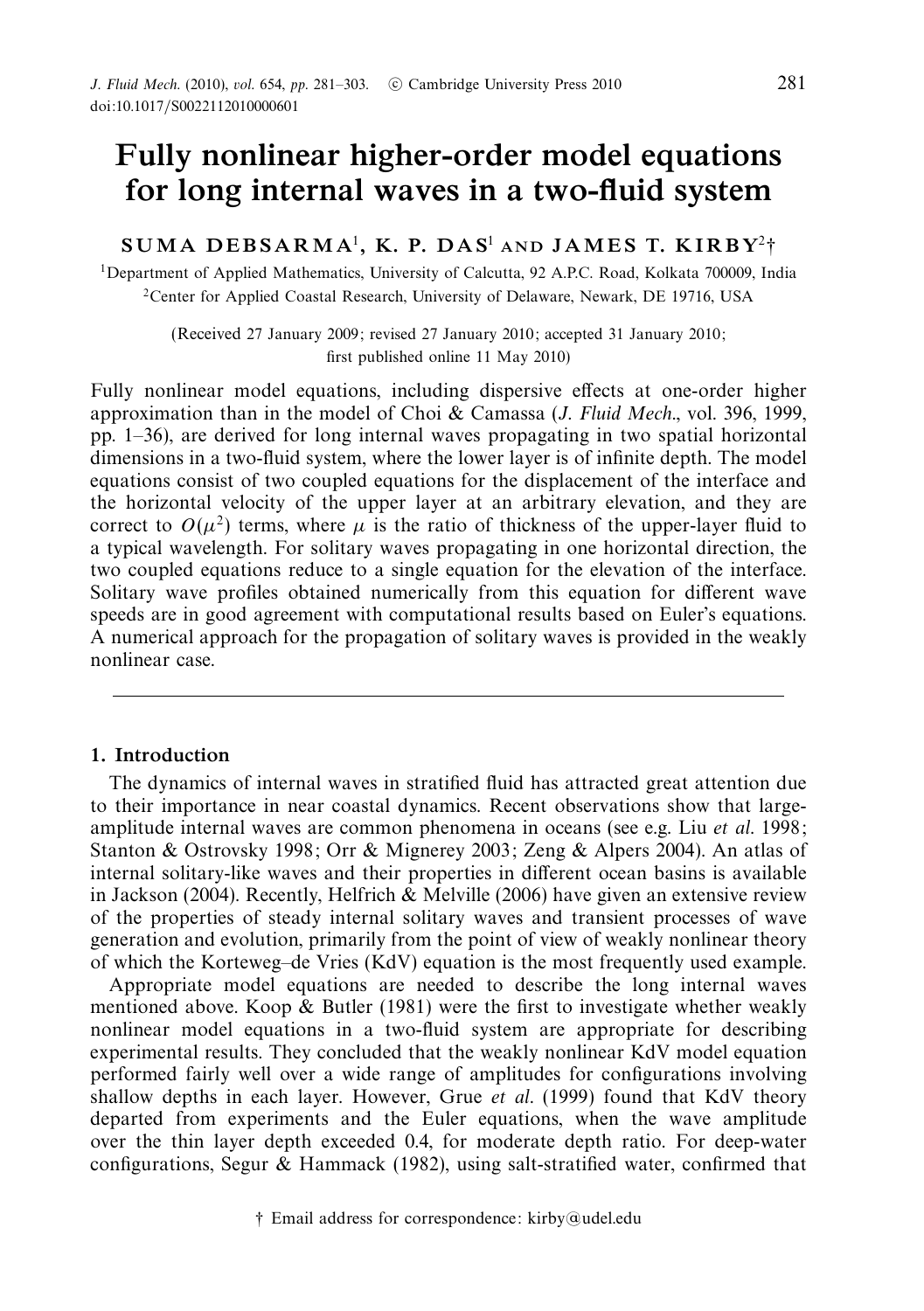# Fully nonlinear higher-order model equations for long internal waves in a two-fluid system

**SUMA DEBSARMA**[1], **K. P. DAS**[1] AND **JAMES T. KIRBY**[2]†

[1]Department of Applied Mathematics, University of Calcutta, 92 A.P.C. Road, Kolkata 700009, India

[2]Center for Applied Coastal Research, University of Delaware, Newark, DE 19716, USA

(Received 27 January 2009; revised 27 January 2010; accepted 31 January 2010; first published online 11 May 2010)

Fully nonlinear model equations, including dispersive effects at one-order higher approximation than in the model of Choi & Camassa (*J. Fluid Mech.*, vol. 396, 1999, pp. 1–36), are derived for long internal waves propagating in two spatial horizontal dimensions in a two-fluid system, where the lower layer is of infinite depth. The model equations consist of two coupled equations for the displacement of the interface and the horizontal velocity of the upper layer at an arbitrary elevation, and they are correct to $O(\mu^2)$ terms, where $\mu$ is the ratio of thickness of the upper-layer fluid to a typical wavelength. For solitary waves propagating in one horizontal direction, the two coupled equations reduce to a single equation for the elevation of the interface. Solitary wave profiles obtained numerically from this equation for different wave speeds are in good agreement with computational results based on Euler's equations. A numerical approach for the propagation of solitary waves is provided in the weakly nonlinear case.

## 1. Introduction

The dynamics of internal waves in stratified fluid has attracted great attention due to their importance in near coastal dynamics. Recent observations show that large-amplitude internal waves are common phenomena in oceans (see e.g. Liu *et al.* 1998; Stanton & Ostrovsky 1998; Orr & Mignerey 2003; Zeng & Alpers 2004). An atlas of internal solitary-like waves and their properties in different ocean basins is available in Jackson (2004). Recently, Helfrich & Melville (2006) have given an extensive review of the properties of steady internal solitary waves and transient processes of wave generation and evolution, primarily from the point of view of weakly nonlinear theory of which the Korteweg–de Vries (KdV) equation is the most frequently used example.

Appropriate model equations are needed to describe the long internal waves mentioned above. Koop & Butler (1981) were the first to investigate whether weakly nonlinear model equations in a two-fluid system are appropriate for describing experimental results. They concluded that the weakly nonlinear KdV model equation performed fairly well over a wide range of amplitudes for configurations involving shallow depths in each layer. However, Grue *et al.* (1999) found that KdV theory departed from experiments and the Euler equations, when the wave amplitude over the thin layer depth exceeded 0.4, for moderate depth ratio. For deep-water configurations, Segur & Hammack (1982), using salt-stratified water, confirmed that

† Email address for correspondence: kirby@udel.edu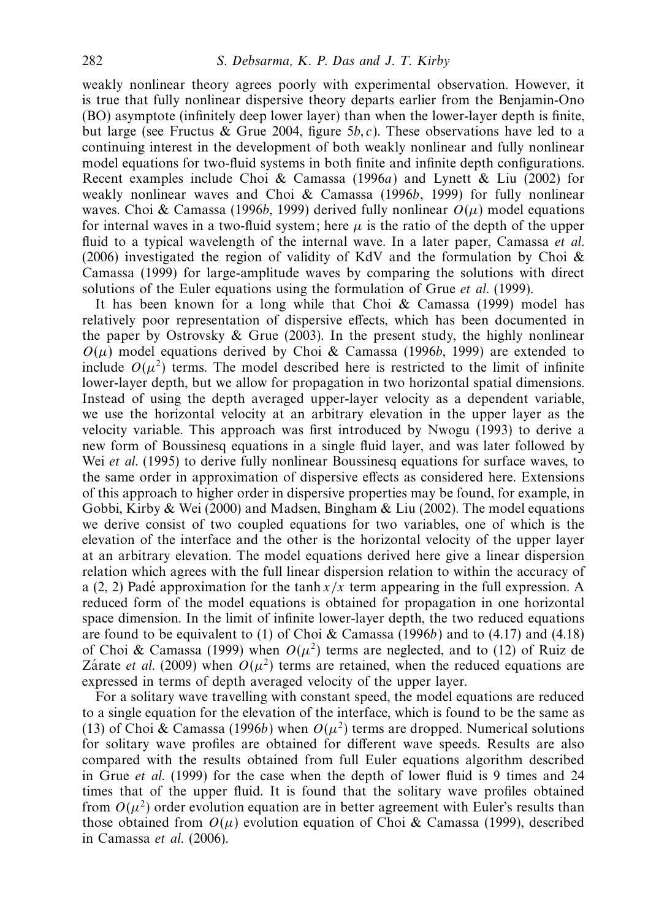weakly nonlinear theory agrees poorly with experimental observation. However, it is true that fully nonlinear dispersive theory departs earlier from the Benjamin-Ono (BO) asymptote (infinitely deep lower layer) than when the lower-layer depth is finite, but large (see Fructus & Grue 2004, figure 5*b*, *c*). These observations have led to a continuing interest in the development of both weakly nonlinear and fully nonlinear model equations for two-fluid systems in both finite and infinite depth configurations. Recent examples include Choi & Camassa (1996*a*) and Lynett & Liu (2002) for weakly nonlinear waves and Choi & Camassa (1996*b*, 1999) for fully nonlinear waves. Choi & Camassa (1996*b*, 1999) derived fully nonlinear $O(\mu)$ model equations for internal waves in a two-fluid system; here $\mu$ is the ratio of the depth of the upper fluid to a typical wavelength of the internal wave. In a later paper, Camassa *et al.* (2006) investigated the region of validity of KdV and the formulation by Choi & Camassa (1999) for large-amplitude waves by comparing the solutions with direct solutions of the Euler equations using the formulation of Grue *et al.* (1999).

It has been known for a long while that Choi & Camassa (1999) model has relatively poor representation of dispersive effects, which has been documented in the paper by Ostrovsky & Grue (2003). In the present study, the highly nonlinear $O(\mu)$ model equations derived by Choi & Camassa (1996*b*, 1999) are extended to include $O(\mu^2)$ terms. The model described here is restricted to the limit of infinite lower-layer depth, but we allow for propagation in two horizontal spatial dimensions. Instead of using the depth averaged upper-layer velocity as a dependent variable, we use the horizontal velocity at an arbitrary elevation in the upper layer as the velocity variable. This approach was first introduced by Nwogu (1993) to derive a new form of Boussinesq equations in a single fluid layer, and was later followed by Wei *et al.* (1995) to derive fully nonlinear Boussinesq equations for surface waves, to the same order in approximation of dispersive effects as considered here. Extensions of this approach to higher order in dispersive properties may be found, for example, in Gobbi, Kirby & Wei (2000) and Madsen, Bingham & Liu (2002). The model equations we derive consist of two coupled equations for two variables, one of which is the elevation of the interface and the other is the horizontal velocity of the upper layer at an arbitrary elevation. The model equations derived here give a linear dispersion relation which agrees with the full linear dispersion relation to within the accuracy of a (2, 2) Padé approximation for the $\tanh x/x$ term appearing in the full expression. A reduced form of the model equations is obtained for propagation in one horizontal space dimension. In the limit of infinite lower-layer depth, the two reduced equations are found to be equivalent to (1) of Choi & Camassa (1996*b*) and to (4.17) and (4.18) of Choi & Camassa (1999) when $O(\mu^2)$ terms are neglected, and to (12) of Ruiz de Zárate *et al.* (2009) when $O(\mu^2)$ terms are retained, when the reduced equations are expressed in terms of depth averaged velocity of the upper layer.

For a solitary wave travelling with constant speed, the model equations are reduced to a single equation for the elevation of the interface, which is found to be the same as (13) of Choi & Camassa (1996*b*) when $O(\mu^2)$ terms are dropped. Numerical solutions for solitary wave profiles are obtained for different wave speeds. Results are also compared with the results obtained from full Euler equations algorithm described in Grue *et al.* (1999) for the case when the depth of lower fluid is 9 times and 24 times that of the upper fluid. It is found that the solitary wave profiles obtained from $O(\mu^2)$ order evolution equation are in better agreement with Euler's results than those obtained from $O(\mu)$ evolution equation of Choi & Camassa (1999), described in Camassa *et al.* (2006).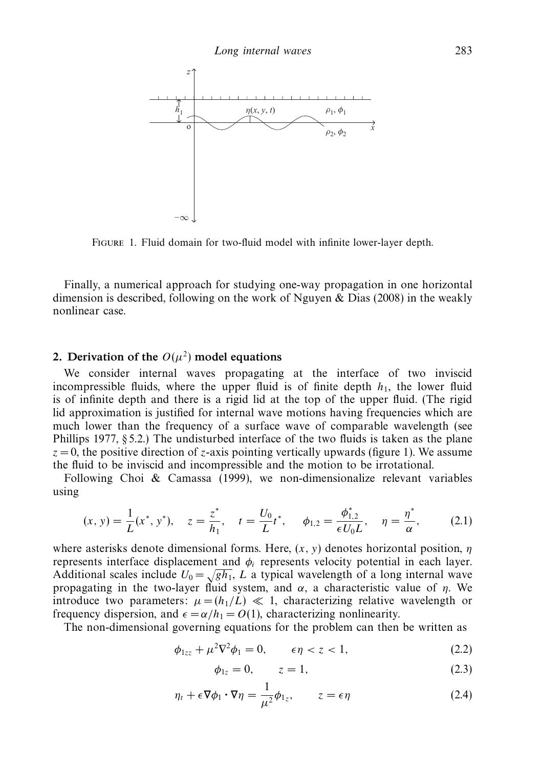FIGURE 1. Fluid domain for two-fluid model with infinite lower-layer depth.

Finally, a numerical approach for studying one-way propagation in one horizontal dimension is described, following on the work of Nguyen & Dias (2008) in the weakly nonlinear case.

## 2. Derivation of the $O(\mu^2)$ model equations

We consider internal waves propagating at the interface of two inviscid incompressible fluids, where the upper fluid is of finite depth $h_1$, the lower fluid is of infinite depth and there is a rigid lid at the top of the upper fluid. (The rigid lid approximation is justified for internal wave motions having frequencies which are much lower than the frequency of a surface wave of comparable wavelength (see Phillips 1977, § 5.2.) The undisturbed interface of the two fluids is taken as the plane $z = 0$, the positive direction of $z$-axis pointing vertically upwards (figure 1). We assume the fluid to be inviscid and incompressible and the motion to be irrotational.

Following Choi & Camassa (1999), we non-dimensionalize relevant variables using

$$(x, y) = \frac{1}{L}(x^*, y^*), \quad z = \frac{z^*}{h_1}, \quad t = \frac{U_0}{L}t^*, \quad \phi_{1,2} = \frac{\phi^*_{1,2}}{\epsilon U_0 L}, \quad \eta = \frac{\eta^*}{\alpha}, \tag{2.1}$$

where asterisks denote dimensional forms. Here, $(x, y)$ denotes horizontal position, $\eta$ represents interface displacement and $\phi_i$ represents velocity potential in each layer. Additional scales include $U_0 = \sqrt{gh_1}$, $L$ a typical wavelength of a long internal wave propagating in the two-layer fluid system, and $\alpha$, a characteristic value of $\eta$. We introduce two parameters: $\mu = (h_1/L) \ll 1$, characterizing relative wavelength or frequency dispersion, and $\epsilon = \alpha/h_1 = O(1)$, characterizing nonlinearity.

The non-dimensional governing equations for the problem can then be written as

$$\phi_{1zz} + \mu^2 \nabla^2 \phi_1 = 0, \qquad \epsilon\eta < z < 1, \tag{2.2}$$

$$\phi_{1z} = 0, \qquad z = 1, \tag{2.3}$$

$$\eta_t + \epsilon \nabla\phi_1 \cdot \nabla\eta = \frac{1}{\mu^2}\phi_{1z}, \qquad z = \epsilon\eta \tag{2.4}$$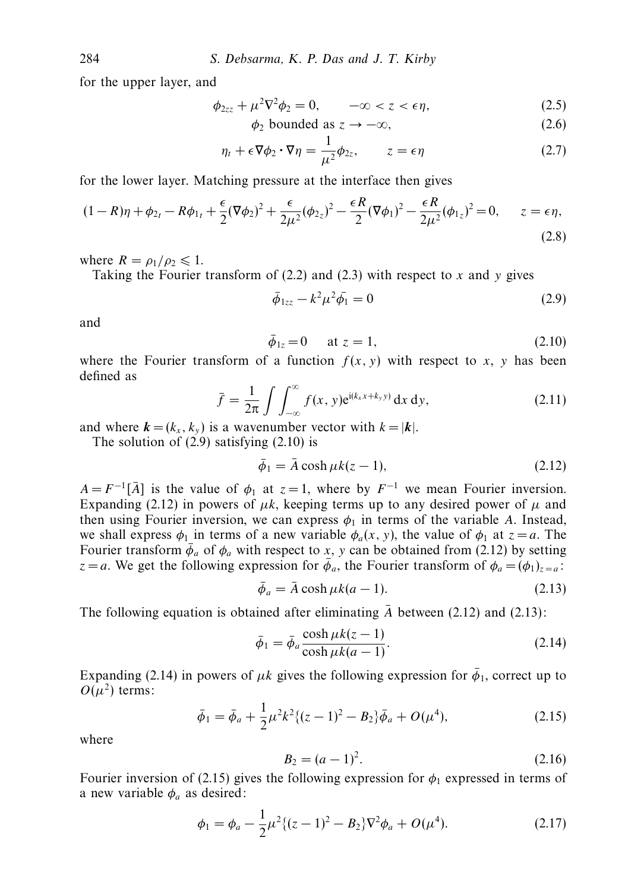for the upper layer, and

$$\phi_{2zz} + \mu^2 \nabla^2 \phi_2 = 0, \qquad -\infty < z < \epsilon\eta, \tag{2.5}$$

$$\phi_2 \text{ bounded as } z \to -\infty, \tag{2.6}$$

$$\eta_t + \epsilon \nabla\phi_2 \cdot \nabla\eta = \frac{1}{\mu^2}\phi_{2z}, \qquad z = \epsilon\eta \tag{2.7}$$

for the lower layer. Matching pressure at the interface then gives

$$(1-R)\eta + \phi_{2_t} - R\phi_{1_t} + \frac{\epsilon}{2}(\nabla\phi_2)^2 + \frac{\epsilon}{2\mu^2}(\phi_{2_z})^2 - \frac{\epsilon R}{2}(\nabla\phi_1)^2 - \frac{\epsilon R}{2\mu^2}(\phi_{1_z})^2 = 0, \qquad z = \epsilon\eta, \tag{2.8}$$

where $R = \rho_1/\rho_2 \leqslant 1$.

Taking the Fourier transform of (2.2) and (2.3) with respect to $x$ and $y$ gives

$$\bar{\phi}_{1zz} - k^2\mu^2\bar{\phi}_1 = 0 \tag{2.9}$$

and

$$\bar{\phi}_{1z} = 0 \quad \text{at } z = 1, \tag{2.10}$$

where the Fourier transform of a function $f(x, y)$ with respect to $x$, $y$ has been defined as

$$\bar{f} = \frac{1}{2\pi}\int\int_{-\infty}^{\infty} f(x, y)\mathrm{e}^{\mathrm{i}(k_x x + k_y y)}\,\mathrm{d}x\,\mathrm{d}y, \tag{2.11}$$

and where $\boldsymbol{k} = (k_x, k_y)$ is a wavenumber vector with $k = |\boldsymbol{k}|$.

The solution of (2.9) satisfying (2.10) is

$$\bar{\phi}_1 = \bar{A}\cosh\mu k(z-1), \tag{2.12}$$

$A = F^{-1}[\bar{A}]$ is the value of $\phi_1$ at $z = 1$, where by $F^{-1}$ we mean Fourier inversion. Expanding (2.12) in powers of $\mu k$, keeping terms up to any desired power of $\mu$ and then using Fourier inversion, we can express $\phi_1$ in terms of the variable $A$. Instead, we shall express $\phi_1$ in terms of a new variable $\phi_a(x, y)$, the value of $\phi_1$ at $z = a$. The Fourier transform $\bar{\phi}_a$ of $\phi_a$ with respect to $x$, $y$ can be obtained from (2.12) by setting $z = a$. We get the following expression for $\bar{\phi}_a$, the Fourier transform of $\phi_a = (\phi_1)_{z=a}$:

$$\bar{\phi}_a = \bar{A}\cosh\mu k(a-1). \tag{2.13}$$

The following equation is obtained after eliminating $\bar{A}$ between (2.12) and (2.13):

$$\bar{\phi}_1 = \bar{\phi}_a\frac{\cosh\mu k(z-1)}{\cosh\mu k(a-1)}. \tag{2.14}$$

Expanding (2.14) in powers of $\mu k$ gives the following expression for $\bar{\phi}_1$, correct up to $O(\mu^2)$ terms:

$$\bar{\phi}_1 = \bar{\phi}_a + \frac{1}{2}\mu^2k^2\{(z-1)^2 - B_2\}\bar{\phi}_a + O(\mu^4), \tag{2.15}$$

where

$$B_2 = (a-1)^2. \tag{2.16}$$

Fourier inversion of (2.15) gives the following expression for $\phi_1$ expressed in terms of a new variable $\phi_a$ as desired:

$$\phi_1 = \phi_a - \frac{1}{2}\mu^2\{(z-1)^2 - B_2\}\nabla^2\phi_a + O(\mu^4). \tag{2.17}$$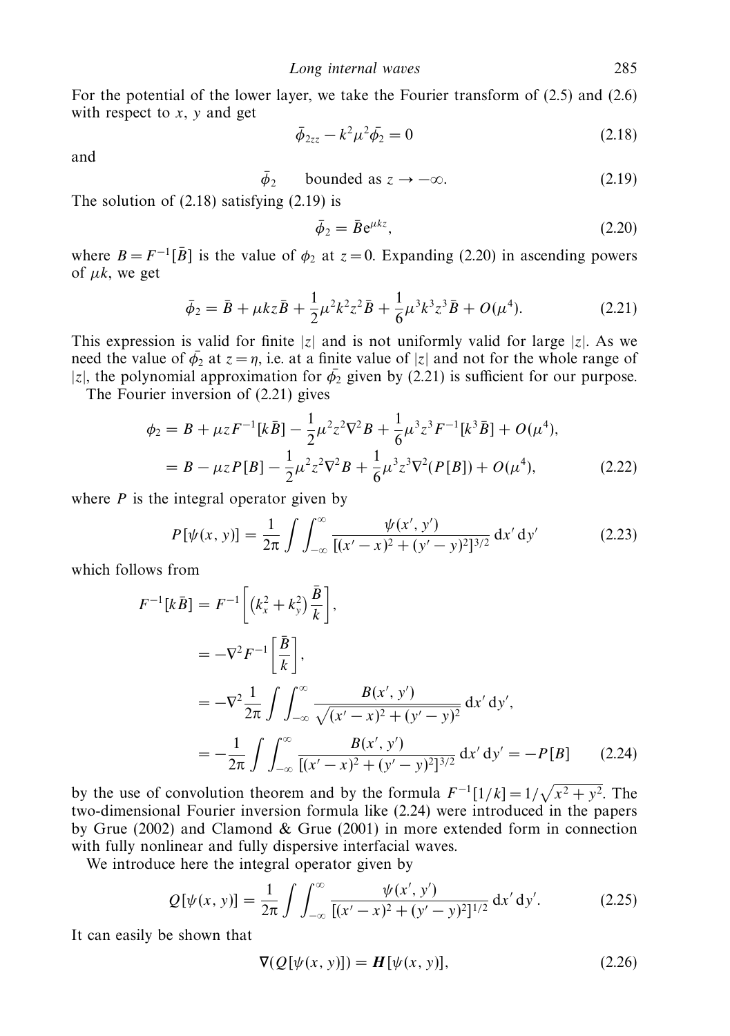For the potential of the lower layer, we take the Fourier transform of (2.5) and (2.6) with respect to $x$, $y$ and get

$$\bar{\phi}_{2zz} - k^2\mu^2\bar{\phi}_2 = 0 \tag{2.18}$$

and

$$\bar{\phi}_2 \qquad \text{bounded as } z \to -\infty. \tag{2.19}$$

The solution of (2.18) satisfying (2.19) is

$$\bar{\phi}_2 = \bar{B}\mathrm{e}^{\mu k z}, \tag{2.20}$$

where $B = F^{-1}[\bar{B}]$ is the value of $\phi_2$ at $z = 0$. Expanding (2.20) in ascending powers of $\mu k$, we get

$$\bar{\phi}_2 = \bar{B} + \mu k z \bar{B} + \frac{1}{2}\mu^2 k^2 z^2 \bar{B} + \frac{1}{6}\mu^3 k^3 z^3 \bar{B} + O(\mu^4). \tag{2.21}$$

This expression is valid for finite $|z|$ and is not uniformly valid for large $|z|$. As we need the value of $\bar{\phi}_2$ at $z = \eta$, i.e. at a finite value of $|z|$ and not for the whole range of $|z|$, the polynomial approximation for $\bar{\phi}_2$ given by (2.21) is sufficient for our purpose.

The Fourier inversion of (2.21) gives

$$\begin{aligned}
\phi_2 &= B + \mu z F^{-1}[k\bar{B}] - \frac{1}{2}\mu^2 z^2 \nabla^2 B + \frac{1}{6}\mu^3 z^3 F^{-1}[k^3 \bar{B}] + O(\mu^4), \\
&= B - \mu z P[B] - \frac{1}{2}\mu^2 z^2 \nabla^2 B + \frac{1}{6}\mu^3 z^3 \nabla^2(P[B]) + O(\mu^4),
\end{aligned} \tag{2.22}$$

where $P$ is the integral operator given by

$$P[\psi(x, y)] = \frac{1}{2\pi}\int\int_{-\infty}^{\infty} \frac{\psi(x', y')}{[(x'-x)^2 + (y'-y)^2]^{3/2}}\,\mathrm{d}x'\,\mathrm{d}y' \tag{2.23}$$

which follows from

$$\begin{aligned}
F^{-1}[k\bar{B}] &= F^{-1}\left[\left(k_x^2 + k_y^2\right)\frac{\bar{B}}{k}\right], \\
&= -\nabla^2 F^{-1}\left[\frac{\bar{B}}{k}\right], \\
&= -\nabla^2 \frac{1}{2\pi}\int\int_{-\infty}^{\infty} \frac{B(x', y')}{\sqrt{(x'-x)^2 + (y'-y)^2}}\,\mathrm{d}x'\,\mathrm{d}y', \\
&= -\frac{1}{2\pi}\int\int_{-\infty}^{\infty} \frac{B(x', y')}{[(x'-x)^2 + (y'-y)^2]^{3/2}}\,\mathrm{d}x'\,\mathrm{d}y' = -P[B]
\end{aligned} \tag{2.24}$$

by the use of convolution theorem and by the formula $F^{-1}[1/k] = 1/\sqrt{x^2 + y^2}$. The two-dimensional Fourier inversion formula like (2.24) were introduced in the papers by Grue (2002) and Clamond & Grue (2001) in more extended form in connection with fully nonlinear and fully dispersive interfacial waves.

We introduce here the integral operator given by

$$Q[\psi(x, y)] = \frac{1}{2\pi}\int\int_{-\infty}^{\infty} \frac{\psi(x', y')}{[(x'-x)^2 + (y'-y)^2]^{1/2}}\,\mathrm{d}x'\,\mathrm{d}y'. \tag{2.25}$$

It can easily be shown that

$$\nabla(Q[\psi(x, y)]) = \boldsymbol{H}[\psi(x, y)], \tag{2.26}$$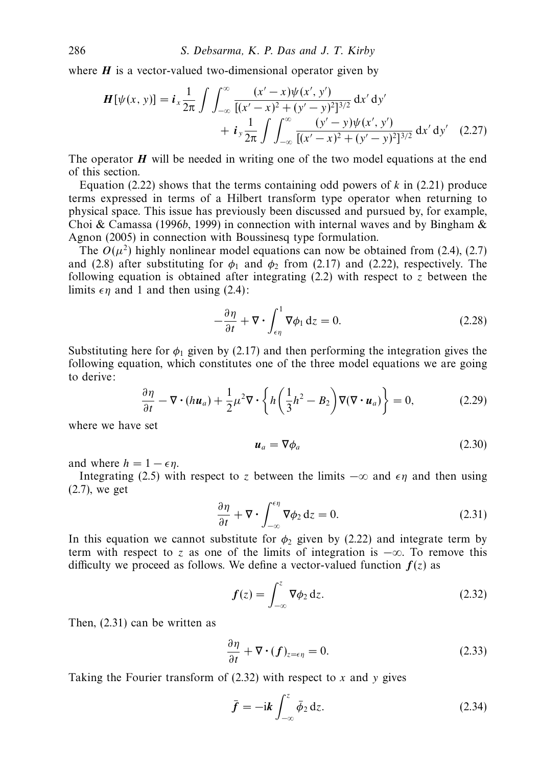where $\boldsymbol{H}$ is a vector-valued two-dimensional operator given by

$$\boldsymbol{H}[\psi(x, y)] = \boldsymbol{i}_x \frac{1}{2\pi} \int\int_{-\infty}^{\infty} \frac{(x'-x)\psi(x', y')}{[(x'-x)^2 + (y'-y)^2]^{3/2}} \, \mathrm{d}x' \, \mathrm{d}y' + \boldsymbol{i}_y \frac{1}{2\pi} \int\int_{-\infty}^{\infty} \frac{(y'-y)\psi(x', y')}{[(x'-x)^2 + (y'-y)^2]^{3/2}} \, \mathrm{d}x' \, \mathrm{d}y' \quad (2.27)$$

The operator $\boldsymbol{H}$ will be needed in writing one of the two model equations at the end of this section.

Equation (2.22) shows that the terms containing odd powers of $k$ in (2.21) produce terms expressed in terms of a Hilbert transform type operator when returning to physical space. This issue has previously been discussed and pursued by, for example, Choi & Camassa (1996*b*, 1999) in connection with internal waves and by Bingham & Agnon (2005) in connection with Boussinesq type formulation.

The $O(\mu^2)$ highly nonlinear model equations can now be obtained from (2.4), (2.7) and (2.8) after substituting for $\phi_1$ and $\phi_2$ from (2.17) and (2.22), respectively. The following equation is obtained after integrating (2.2) with respect to $z$ between the limits $\epsilon\eta$ and 1 and then using (2.4):

$$-\frac{\partial \eta}{\partial t} + \nabla \cdot \int_{\epsilon\eta}^{1} \nabla \phi_1 \, \mathrm{d}z = 0. \quad (2.28)$$

Substituting here for $\phi_1$ given by (2.17) and then performing the integration gives the following equation, which constitutes one of the three model equations we are going to derive:

$$\frac{\partial \eta}{\partial t} - \nabla \cdot (h\boldsymbol{u}_a) + \frac{1}{2}\mu^2 \nabla \cdot \left\{ h\left(\frac{1}{3}h^2 - B_2\right) \nabla(\nabla \cdot \boldsymbol{u}_a) \right\} = 0, \quad (2.29)$$

where we have set

$$\boldsymbol{u}_a = \nabla \phi_a \quad (2.30)$$

and where $h = 1 - \epsilon\eta$.

Integrating (2.5) with respect to $z$ between the limits $-\infty$ and $\epsilon\eta$ and then using (2.7), we get

$$\frac{\partial \eta}{\partial t} + \nabla \cdot \int_{-\infty}^{\epsilon\eta} \nabla \phi_2 \, \mathrm{d}z = 0. \quad (2.31)$$

In this equation we cannot substitute for $\phi_2$ given by (2.22) and integrate term by term with respect to $z$ as one of the limits of integration is $-\infty$. To remove this difficulty we proceed as follows. We define a vector-valued function $\boldsymbol{f}(z)$ as

$$\boldsymbol{f}(z) = \int_{-\infty}^{z} \nabla \phi_2 \, \mathrm{d}z. \quad (2.32)$$

Then, (2.31) can be written as

$$\frac{\partial \eta}{\partial t} + \nabla \cdot (\boldsymbol{f})_{z=\epsilon\eta} = 0. \quad (2.33)$$

Taking the Fourier transform of (2.32) with respect to $x$ and $y$ gives

$$\bar{\boldsymbol{f}} = -\mathrm{i}\boldsymbol{k} \int_{-\infty}^{z} \bar{\phi}_2 \, \mathrm{d}z. \quad (2.34)$$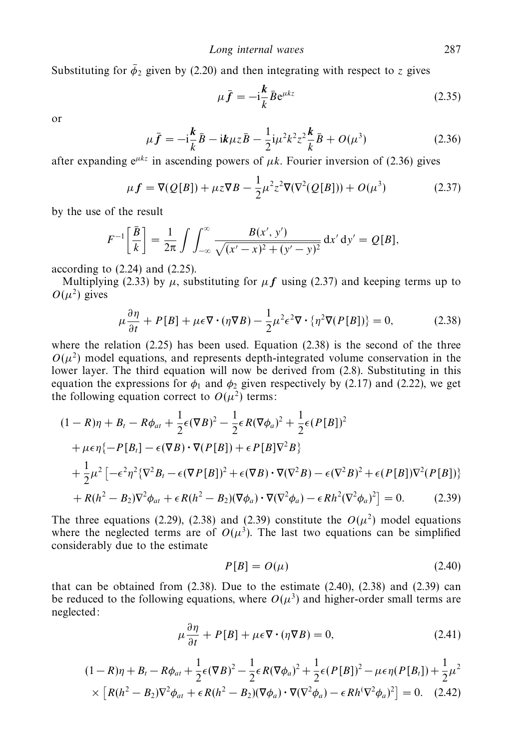Substituting for $\bar{\phi}_2$ given by (2.20) and then integrating with respect to $z$ gives

$$\mu \bar{\boldsymbol{f}} = -\mathrm{i}\frac{\boldsymbol{k}}{k}\bar{B}\mathrm{e}^{\mu k z} \tag{2.35}$$

or

$$\mu \bar{\boldsymbol{f}} = -\mathrm{i}\frac{\boldsymbol{k}}{k}\bar{B} - \mathrm{i}\boldsymbol{k}\mu z \bar{B} - \frac{1}{2}\mathrm{i}\mu^2 k^2 z^2 \frac{\boldsymbol{k}}{k}\bar{B} + O(\mu^3) \tag{2.36}$$

after expanding $\mathrm{e}^{\mu k z}$ in ascending powers of $\mu k$. Fourier inversion of (2.36) gives

$$\mu \boldsymbol{f} = \nabla(Q[B]) + \mu z \nabla B - \frac{1}{2}\mu^2 z^2 \nabla(\nabla^2(Q[B])) + O(\mu^3) \tag{2.37}$$

by the use of the result

$$F^{-1}\left[\frac{\bar{B}}{k}\right] = \frac{1}{2\pi}\int\int_{-\infty}^{\infty} \frac{B(x', y')}{\sqrt{(x'-x)^2 + (y'-y)^2}}\,\mathrm{d}x'\,\mathrm{d}y' = Q[B],$$

according to (2.24) and (2.25).

Multiplying (2.33) by $\mu$, substituting for $\mu \boldsymbol{f}$ using (2.37) and keeping terms up to $O(\mu^2)$ gives

$$\mu\frac{\partial \eta}{\partial t} + P[B] + \mu\epsilon\nabla\cdot(\eta\nabla B) - \frac{1}{2}\mu^2\epsilon^2\nabla\cdot\{\eta^2\nabla(P[B])\} = 0, \tag{2.38}$$

where the relation (2.25) has been used. Equation (2.38) is the second of the three $O(\mu^2)$ model equations, and represents depth-integrated volume conservation in the lower layer. The third equation will now be derived from (2.8). Substituting in this equation the expressions for $\phi_1$ and $\phi_2$ given respectively by (2.17) and (2.22), we get the following equation correct to $O(\mu^2)$ terms:

$$\begin{aligned}
&(1-R)\eta + B_t - R\phi_{at} + \frac{1}{2}\epsilon(\nabla B)^2 - \frac{1}{2}\epsilon R(\nabla\phi_a)^2 + \frac{1}{2}\epsilon(P[B])^2 \\
&\quad + \mu\epsilon\eta\{-P[B_t] - \epsilon(\nabla B)\cdot\nabla(P[B]) + \epsilon P[B]\nabla^2 B\} \\
&\quad + \frac{1}{2}\mu^2\left[-\epsilon^2\eta^2\{\nabla^2 B_t - \epsilon(\nabla P[B])^2 + \epsilon(\nabla B)\cdot\nabla(\nabla^2 B) - \epsilon(\nabla^2 B)^2 + \epsilon(P[B])\nabla^2(P[B])\}\right. \\
&\quad \left. + R(h^2 - B_2)\nabla^2\phi_{at} + \epsilon R(h^2 - B_2)(\nabla\phi_a)\cdot\nabla(\nabla^2\phi_a) - \epsilon R h^2(\nabla^2\phi_a)^2\right] = 0.
\end{aligned} \tag{2.39}$$

The three equations (2.29), (2.38) and (2.39) constitute the $O(\mu^2)$ model equations where the neglected terms are of $O(\mu^3)$. The last two equations can be simplified considerably due to the estimate

$$P[B] = O(\mu) \tag{2.40}$$

that can be obtained from (2.38). Due to the estimate (2.40), (2.38) and (2.39) can be reduced to the following equations, where $O(\mu^3)$ and higher-order small terms are neglected:

$$\mu\frac{\partial \eta}{\partial t} + P[B] + \mu\epsilon\nabla\cdot(\eta\nabla B) = 0, \tag{2.41}$$

$$\begin{aligned}
&(1-R)\eta + B_t - R\phi_{at} + \frac{1}{2}\epsilon(\nabla B)^2 - \frac{1}{2}\epsilon R(\nabla\phi_a)^2 + \frac{1}{2}\epsilon(P[B])^2 - \mu\epsilon\eta(P[B_t]) + \frac{1}{2}\mu^2 \\
&\quad \times\left[R(h^2 - B_2)\nabla^2\phi_{at} + \epsilon R(h^2 - B_2)(\nabla\phi_a)\cdot\nabla(\nabla^2\phi_a) - \epsilon R h^{\prime}(\nabla^2\phi_a)^2\right] = 0.
\end{aligned} \tag{2.42}$$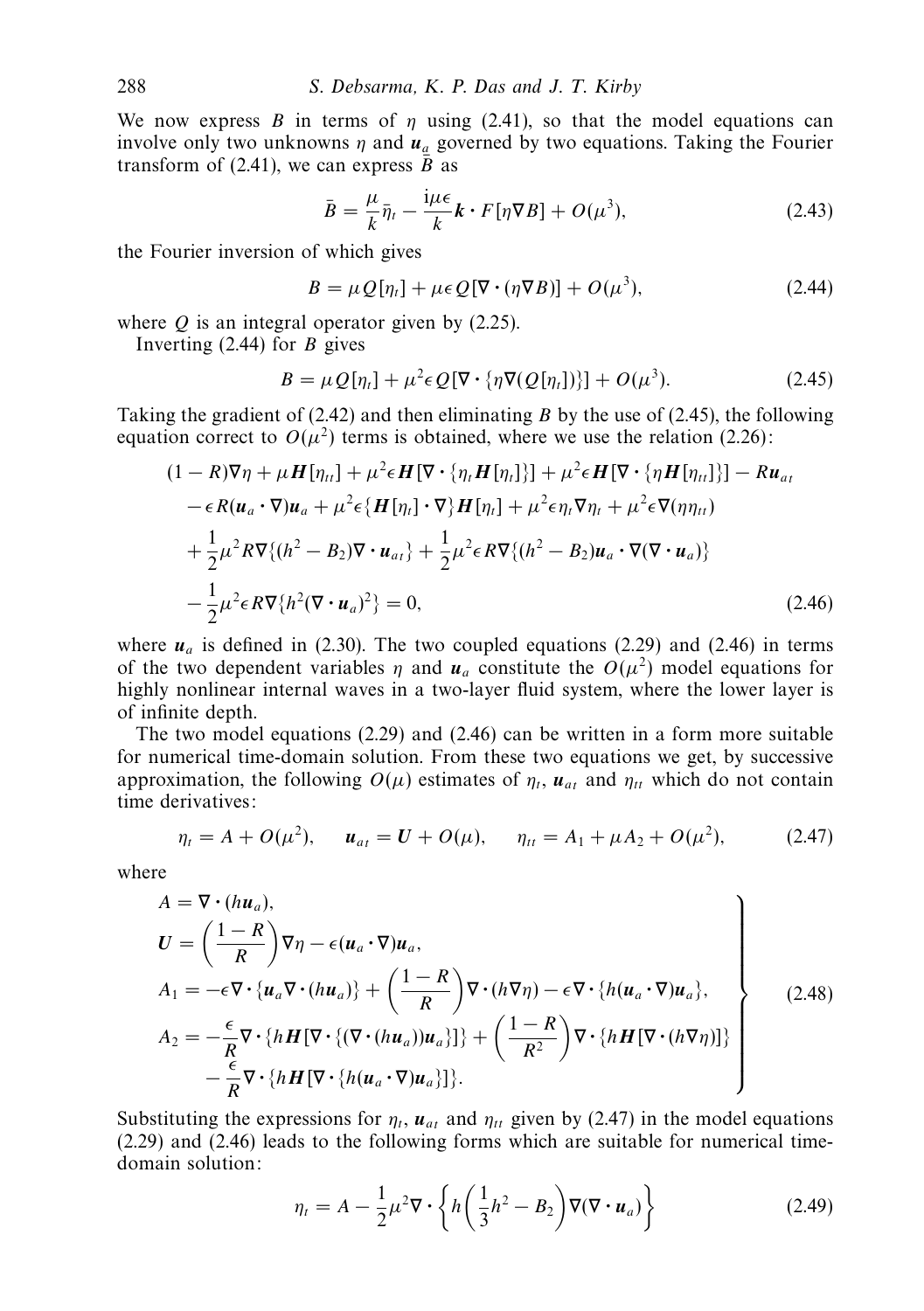We now express $B$ in terms of $\eta$ using (2.41), so that the model equations can involve only two unknowns $\eta$ and $\boldsymbol{u}_a$ governed by two equations. Taking the Fourier transform of (2.41), we can express $\bar{B}$ as

$$\bar{B} = \frac{\mu}{k}\bar{\eta}_t - \frac{\mathrm{i}\mu\epsilon}{k}\boldsymbol{k}\cdot F[\eta\nabla B] + O(\mu^3), \tag{2.43}$$

the Fourier inversion of which gives

$$B = \mu Q[\eta_t] + \mu\epsilon Q[\nabla\cdot(\eta\nabla B)] + O(\mu^3), \tag{2.44}$$

where $Q$ is an integral operator given by (2.25).

Inverting (2.44) for $B$ gives

$$B = \mu Q[\eta_t] + \mu^2\epsilon Q[\nabla\cdot\{\eta\nabla(Q[\eta_t])\}] + O(\mu^3). \tag{2.45}$$

Taking the gradient of (2.42) and then eliminating $B$ by the use of (2.45), the following equation correct to $O(\mu^2)$ terms is obtained, where we use the relation (2.26):

$$\begin{aligned}
&(1-R)\nabla\eta + \mu\boldsymbol{H}[\eta_{tt}] + \mu^2\epsilon\boldsymbol{H}[\nabla\cdot\{\eta_t\boldsymbol{H}[\eta_t]\}] + \mu^2\epsilon\boldsymbol{H}[\nabla\cdot\{\eta\boldsymbol{H}[\eta_{tt}]\}] - R\boldsymbol{u}_{at}\\
&-\epsilon R(\boldsymbol{u}_a\cdot\nabla)\boldsymbol{u}_a + \mu^2\epsilon\{\boldsymbol{H}[\eta_t]\cdot\nabla\}\boldsymbol{H}[\eta_t] + \mu^2\epsilon\eta_t\nabla\eta_t + \mu^2\epsilon\nabla(\eta\eta_{tt})\\
&+\frac{1}{2}\mu^2 R\nabla\{(h^2-B_2)\nabla\cdot\boldsymbol{u}_{at}\} + \frac{1}{2}\mu^2\epsilon R\nabla\{(h^2-B_2)\boldsymbol{u}_a\cdot\nabla(\nabla\cdot\boldsymbol{u}_a)\}\\
&-\frac{1}{2}\mu^2\epsilon R\nabla\{h^2(\nabla\cdot\boldsymbol{u}_a)^2\} = 0,
\end{aligned} \tag{2.46}$$

where $\boldsymbol{u}_a$ is defined in (2.30). The two coupled equations (2.29) and (2.46) in terms of the two dependent variables $\eta$ and $\boldsymbol{u}_a$ constitute the $O(\mu^2)$ model equations for highly nonlinear internal waves in a two-layer fluid system, where the lower layer is of infinite depth.

The two model equations (2.29) and (2.46) can be written in a form more suitable for numerical time-domain solution. From these two equations we get, by successive approximation, the following $O(\mu)$ estimates of $\eta_t$, $\boldsymbol{u}_{at}$ and $\eta_{tt}$ which do not contain time derivatives:

$$\eta_t = A + O(\mu^2), \qquad \boldsymbol{u}_{at} = \boldsymbol{U} + O(\mu), \qquad \eta_{tt} = A_1 + \mu A_2 + O(\mu^2), \tag{2.47}$$

where

$$\left.\begin{aligned}
A &= \nabla\cdot(h\boldsymbol{u}_a),\\
\boldsymbol{U} &= \left(\frac{1-R}{R}\right)\nabla\eta - \epsilon(\boldsymbol{u}_a\cdot\nabla)\boldsymbol{u}_a,\\
A_1 &= -\epsilon\nabla\cdot\{\boldsymbol{u}_a\nabla\cdot(h\boldsymbol{u}_a)\} + \left(\frac{1-R}{R}\right)\nabla\cdot(h\nabla\eta) - \epsilon\nabla\cdot\{h(\boldsymbol{u}_a\cdot\nabla)\boldsymbol{u}_a\},\\
A_2 &= -\frac{\epsilon}{R}\nabla\cdot\{h\boldsymbol{H}[\nabla\cdot\{(\nabla\cdot(h\boldsymbol{u}_a))\boldsymbol{u}_a\}]\} + \left(\frac{1-R}{R^2}\right)\nabla\cdot\{h\boldsymbol{H}[\nabla\cdot(h\nabla\eta)]\}\\
&\quad-\frac{\epsilon}{R}\nabla\cdot\{h\boldsymbol{H}[\nabla\cdot\{h(\boldsymbol{u}_a\cdot\nabla)\boldsymbol{u}_a\}]\}.
\end{aligned}\right\} \tag{2.48}$$

Substituting the expressions for $\eta_t$, $\boldsymbol{u}_{at}$ and $\eta_{tt}$ given by (2.47) in the model equations (2.29) and (2.46) leads to the following forms which are suitable for numerical time-domain solution:

$$\eta_t = A - \frac{1}{2}\mu^2\nabla\cdot\left\{h\left(\frac{1}{3}h^2 - B_2\right)\nabla(\nabla\cdot\boldsymbol{u}_a)\right\} \tag{2.49}$$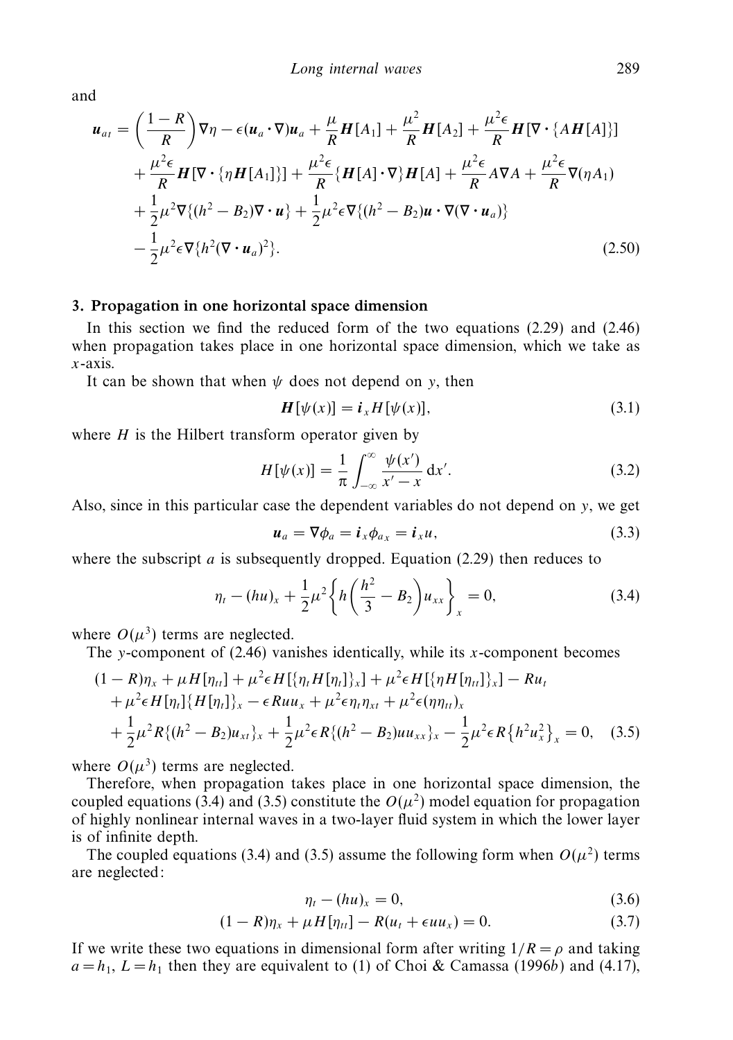and

$$
\begin{aligned}
\boldsymbol{u}_{a t} = {} & \left(\frac{1-R}{R}\right)\nabla\eta - \epsilon(\boldsymbol{u}_a\cdot\nabla)\boldsymbol{u}_a + \frac{\mu}{R}\boldsymbol{H}[A_1] + \frac{\mu^2}{R}\boldsymbol{H}[A_2] + \frac{\mu^2\epsilon}{R}\boldsymbol{H}[\nabla\cdot\{A\boldsymbol{H}[A]\}] \\
& + \frac{\mu^2\epsilon}{R}\boldsymbol{H}[\nabla\cdot\{\eta\boldsymbol{H}[A_1]\}] + \frac{\mu^2\epsilon}{R}\{\boldsymbol{H}[A]\cdot\nabla\}\boldsymbol{H}[A] + \frac{\mu^2\epsilon}{R}A\nabla A + \frac{\mu^2\epsilon}{R}\nabla(\eta A_1) \\
& + \frac{1}{2}\mu^2\nabla\{(h^2-B_2)\nabla\cdot\boldsymbol{u}\} + \frac{1}{2}\mu^2\epsilon\nabla\{(h^2-B_2)\boldsymbol{u}\cdot\nabla(\nabla\cdot\boldsymbol{u}_a)\} \\
& - \frac{1}{2}\mu^2\epsilon\nabla\{h^2(\nabla\cdot\boldsymbol{u}_a)^2\}.
\end{aligned} \tag{2.50}
$$

## 3. Propagation in one horizontal space dimension

In this section we find the reduced form of the two equations (2.29) and (2.46) when propagation takes place in one horizontal space dimension, which we take as $x$-axis.

It can be shown that when $\psi$ does not depend on $y$, then

$$
\boldsymbol{H}[\psi(x)] = \boldsymbol{i}_x H[\psi(x)], \tag{3.1}
$$

where $H$ is the Hilbert transform operator given by

$$
H[\psi(x)] = \frac{1}{\pi}\int_{-\infty}^{\infty}\frac{\psi(x')}{x'-x}\,\mathrm{d}x'. \tag{3.2}
$$

Also, since in this particular case the dependent variables do not depend on $y$, we get

$$
\boldsymbol{u}_a = \nabla\phi_a = \boldsymbol{i}_x\phi_{a_x} = \boldsymbol{i}_x u, \tag{3.3}
$$

where the subscript $a$ is subsequently dropped. Equation (2.29) then reduces to

$$
\eta_t - (hu)_x + \frac{1}{2}\mu^2\left\{h\left(\frac{h^2}{3}-B_2\right)u_{xx}\right\}_x = 0, \tag{3.4}
$$

where $O(\mu^3)$ terms are neglected.

The $y$-component of (2.46) vanishes identically, while its $x$-component becomes

$$
\begin{aligned}
& (1-R)\eta_x + \mu H[\eta_{tt}] + \mu^2\epsilon H[\{\eta_t H[\eta_t]\}_x] + \mu^2\epsilon H[\{\eta H[\eta_{tt}]\}_x] - Ru_t \\
& + \mu^2\epsilon H[\eta_t]\{H[\eta_t]\}_x - \epsilon Ruu_x + \mu^2\epsilon\eta_t\eta_{xt} + \mu^2\epsilon(\eta\eta_{tt})_x \\
& + \frac{1}{2}\mu^2 R\{(h^2-B_2)u_{xt}\}_x + \frac{1}{2}\mu^2\epsilon R\{(h^2-B_2)uu_{xx}\}_x - \frac{1}{2}\mu^2\epsilon R\left\{h^2u_x^2\right\}_x = 0,
\end{aligned} \tag{3.5}
$$

where $O(\mu^3)$ terms are neglected.

Therefore, when propagation takes place in one horizontal space dimension, the coupled equations (3.4) and (3.5) constitute the $O(\mu^2)$ model equation for propagation of highly nonlinear internal waves in a two-layer fluid system in which the lower layer is of infinite depth.

The coupled equations (3.4) and (3.5) assume the following form when $O(\mu^2)$ terms are neglected:

$$
\eta_t - (hu)_x = 0, \tag{3.6}
$$

$$
(1-R)\eta_x + \mu H[\eta_{tt}] - R(u_t + \epsilon uu_x) = 0. \tag{3.7}
$$

If we write these two equations in dimensional form after writing $1/R = \rho$ and taking $a = h_1$, $L = h_1$ then they are equivalent to (1) of Choi & Camassa (1996*b*) and (4.17),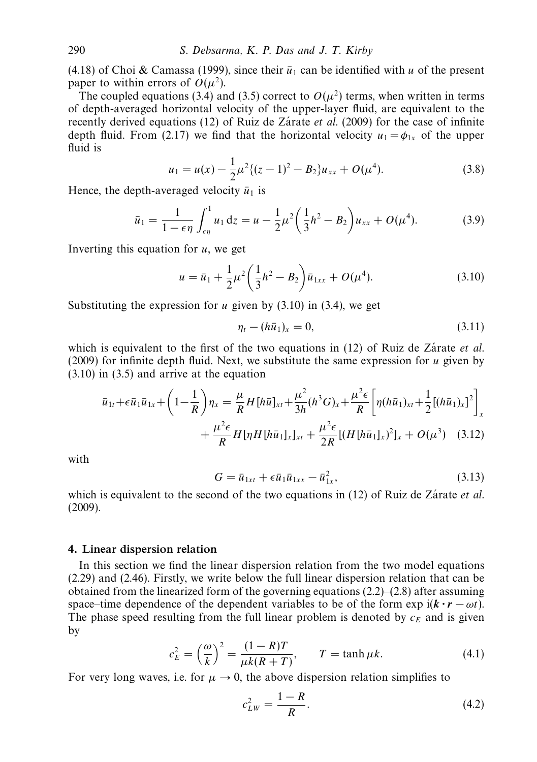(4.18) of Choi & Camassa (1999), since their $\bar{u}_1$ can be identified with $u$ of the present paper to within errors of $O(\mu^2)$.

The coupled equations (3.4) and (3.5) correct to $O(\mu^2)$ terms, when written in terms of depth-averaged horizontal velocity of the upper-layer fluid, are equivalent to the recently derived equations (12) of Ruiz de Zárate *et al.* (2009) for the case of infinite depth fluid. From (2.17) we find that the horizontal velocity $u_1 = \phi_{1x}$ of the upper fluid is

$$u_1 = u(x) - \frac{1}{2}\mu^2\{(z-1)^2 - B_2\}u_{xx} + O(\mu^4). \tag{3.8}$$

Hence, the depth-averaged velocity $\bar{u}_1$ is

$$\bar{u}_1 = \frac{1}{1-\epsilon\eta}\int_{\epsilon\eta}^{1} u_1 \, \mathrm{d}z = u - \frac{1}{2}\mu^2\left(\frac{1}{3}h^2 - B_2\right)u_{xx} + O(\mu^4). \tag{3.9}$$

Inverting this equation for $u$, we get

$$u = \bar{u}_1 + \frac{1}{2}\mu^2\left(\frac{1}{3}h^2 - B_2\right)\bar{u}_{1xx} + O(\mu^4). \tag{3.10}$$

Substituting the expression for $u$ given by (3.10) in (3.4), we get

$$\eta_t - (h\bar{u}_1)_x = 0, \tag{3.11}$$

which is equivalent to the first of the two equations in (12) of Ruiz de Zárate *et al.* (2009) for infinite depth fluid. Next, we substitute the same expression for $u$ given by (3.10) in (3.5) and arrive at the equation

$$\begin{aligned}\bar{u}_{1t} + \epsilon\bar{u}_1\bar{u}_{1x} + \left(1-\frac{1}{R}\right)\eta_x = \frac{\mu}{R}H[h\bar{u}]_{xt} + \frac{\mu^2}{3h}(h^3G)_x + \frac{\mu^2\epsilon}{R}\left[\eta(h\bar{u}_1)_{xt} + \frac{1}{2}[(h\bar{u}_1)_x]^2\right]_x \\ + \frac{\mu^2\epsilon}{R}H[\eta H[h\bar{u}_1]_x]_{xt} + \frac{\mu^2\epsilon}{2R}[(H[h\bar{u}_1]_x)^2]_x + O(\mu^3)\end{aligned} \tag{3.12}$$

with

$$G = \bar{u}_{1xt} + \epsilon\bar{u}_1\bar{u}_{1xx} - \bar{u}_{1x}^2, \tag{3.13}$$

which is equivalent to the second of the two equations in (12) of Ruiz de Zárate *et al.* (2009).

## 4. Linear dispersion relation

In this section we find the linear dispersion relation from the two model equations (2.29) and (2.46). Firstly, we write below the full linear dispersion relation that can be obtained from the linearized form of the governing equations (2.2)–(2.8) after assuming space–time dependence of the dependent variables to be of the form $\exp \mathrm{i}(\boldsymbol{k}\cdot\boldsymbol{r} - \omega t)$. The phase speed resulting from the full linear problem is denoted by $c_E$ and is given by

$$c_E^2 = \left(\frac{\omega}{k}\right)^2 = \frac{(1-R)T}{\mu k(R+T)}, \qquad T = \tanh \mu k. \tag{4.1}$$

For very long waves, i.e. for $\mu \to 0$, the above dispersion relation simplifies to

$$c_{LW}^2 = \frac{1-R}{R}. \tag{4.2}$$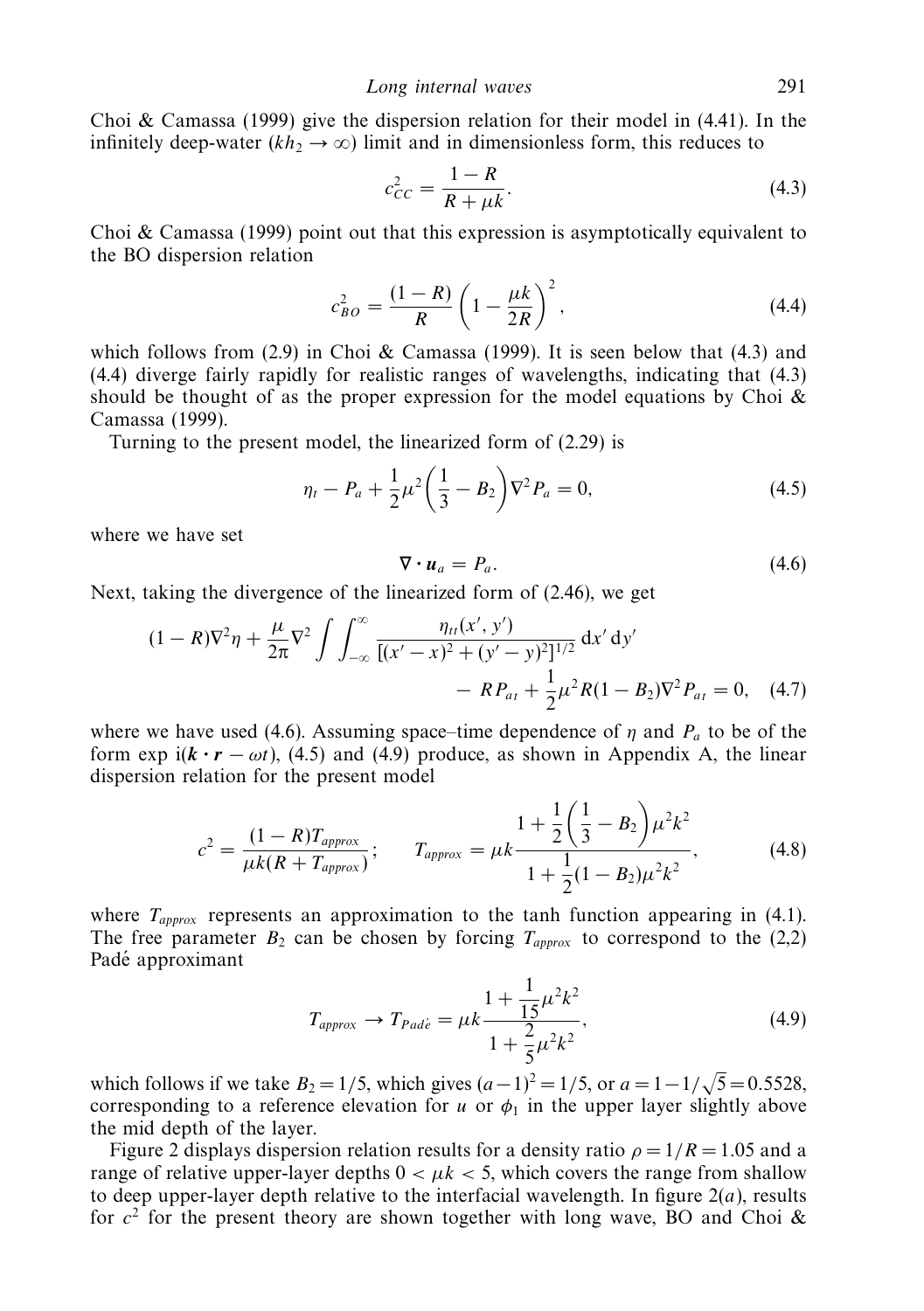Choi & Camassa (1999) give the dispersion relation for their model in (4.41). In the infinitely deep-water ($kh_2 \to \infty$) limit and in dimensionless form, this reduces to

$$c_{CC}^2 = \frac{1-R}{R+\mu k}. \tag{4.3}$$

Choi & Camassa (1999) point out that this expression is asymptotically equivalent to the BO dispersion relation

$$c_{BO}^2 = \frac{(1-R)}{R}\left(1-\frac{\mu k}{2R}\right)^2, \tag{4.4}$$

which follows from (2.9) in Choi & Camassa (1999). It is seen below that (4.3) and (4.4) diverge fairly rapidly for realistic ranges of wavelengths, indicating that (4.3) should be thought of as the proper expression for the model equations by Choi & Camassa (1999).

Turning to the present model, the linearized form of (2.29) is

$$\eta_t - P_a + \frac{1}{2}\mu^2\left(\frac{1}{3}-B_2\right)\nabla^2 P_a = 0, \tag{4.5}$$

where we have set

$$\nabla \cdot \boldsymbol{u}_a = P_a. \tag{4.6}$$

Next, taking the divergence of the linearized form of (2.46), we get

$$(1-R)\nabla^2\eta + \frac{\mu}{2\pi}\nabla^2 \int\int_{-\infty}^{\infty} \frac{\eta_{tt}(x',y')}{[(x'-x)^2+(y'-y)^2]^{1/2}}\,\mathrm{d}x'\,\mathrm{d}y' - RP_{at} + \frac{1}{2}\mu^2 R(1-B_2)\nabla^2 P_{at} = 0, \tag{4.7}$$

where we have used (4.6). Assuming space–time dependence of $\eta$ and $P_a$ to be of the form $\exp \mathrm{i}(\boldsymbol{k}\cdot\boldsymbol{r}-\omega t)$, (4.5) and (4.9) produce, as shown in Appendix A, the linear dispersion relation for the present model

$$c^2 = \frac{(1-R)T_{approx}}{\mu k(R+T_{approx})}; \qquad T_{approx} = \mu k \frac{1+\dfrac{1}{2}\left(\dfrac{1}{3}-B_2\right)\mu^2k^2}{1+\dfrac{1}{2}(1-B_2)\mu^2k^2}, \tag{4.8}$$

where $T_{approx}$ represents an approximation to the tanh function appearing in (4.1). The free parameter $B_2$ can be chosen by forcing $T_{approx}$ to correspond to the (2,2) Padé approximant

$$T_{approx} \to T_{Padé} = \mu k \frac{1+\dfrac{1}{15}\mu^2k^2}{1+\dfrac{2}{5}\mu^2k^2}, \tag{4.9}$$

which follows if we take $B_2 = 1/5$, which gives $(a-1)^2 = 1/5$, or $a = 1-1/\sqrt{5} = 0.5528$, corresponding to a reference elevation for $u$ or $\phi_1$ in the upper layer slightly above the mid depth of the layer.

Figure 2 displays dispersion relation results for a density ratio $\rho = 1/R = 1.05$ and a range of relative upper-layer depths $0 < \mu k < 5$, which covers the range from shallow to deep upper-layer depth relative to the interfacial wavelength. In figure 2(*a*), results for $c^2$ for the present theory are shown together with long wave, BO and Choi &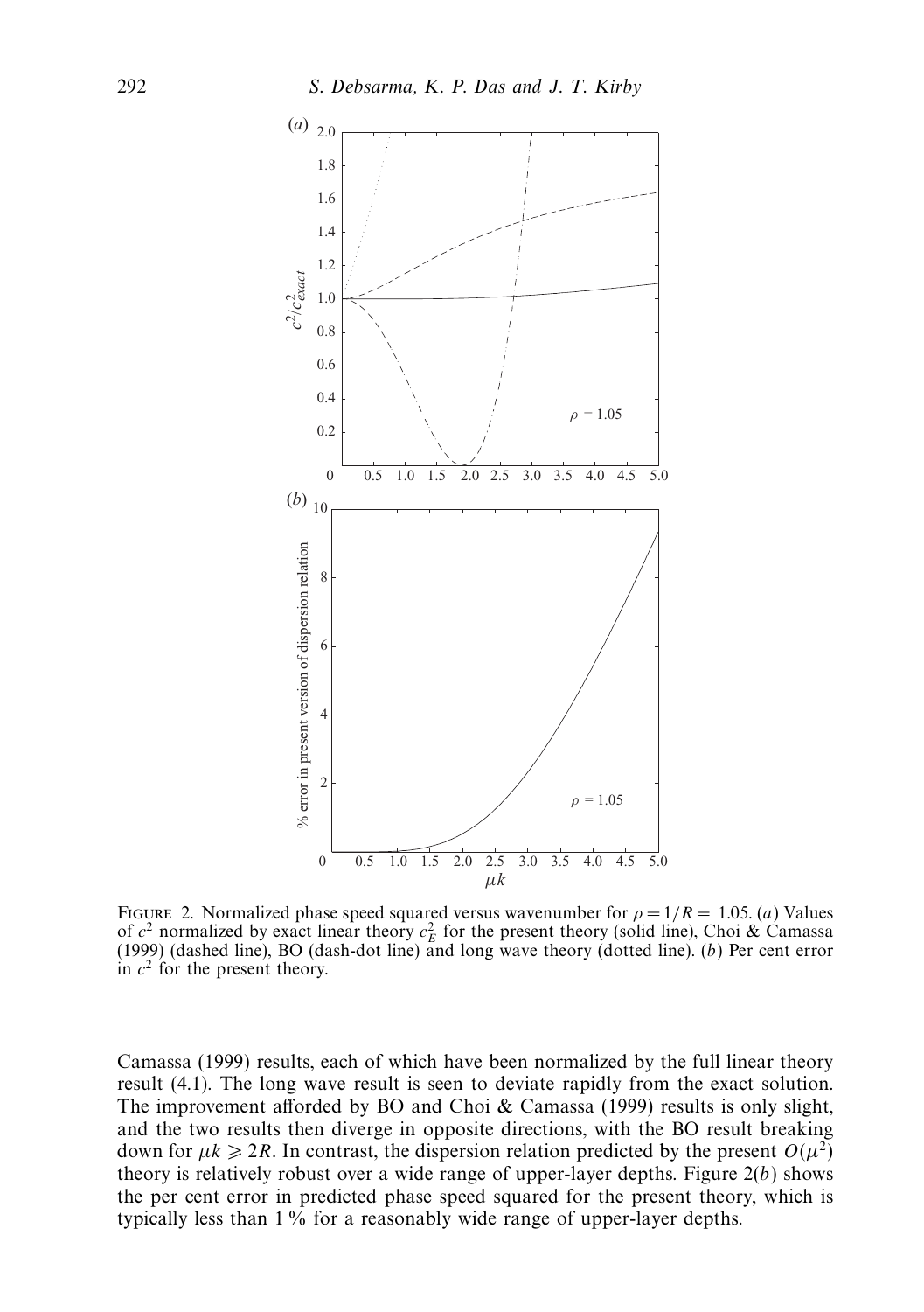FIGURE 2. Normalized phase speed squared versus wavenumber for $\rho = 1/R = 1.05$. (*a*) Values of $c^2$ normalized by exact linear theory $c_E^2$ for the present theory (solid line), Choi & Camassa (1999) (dashed line), BO (dash-dot line) and long wave theory (dotted line). (*b*) Per cent error in $c^2$ for the present theory.

Camassa (1999) results, each of which have been normalized by the full linear theory result (4.1). The long wave result is seen to deviate rapidly from the exact solution. The improvement afforded by BO and Choi & Camassa (1999) results is only slight, and the two results then diverge in opposite directions, with the BO result breaking down for $\mu k \geqslant 2R$. In contrast, the dispersion relation predicted by the present $O(\mu^2)$ theory is relatively robust over a wide range of upper-layer depths. Figure 2(*b*) shows the per cent error in predicted phase speed squared for the present theory, which is typically less than 1 % for a reasonably wide range of upper-layer depths.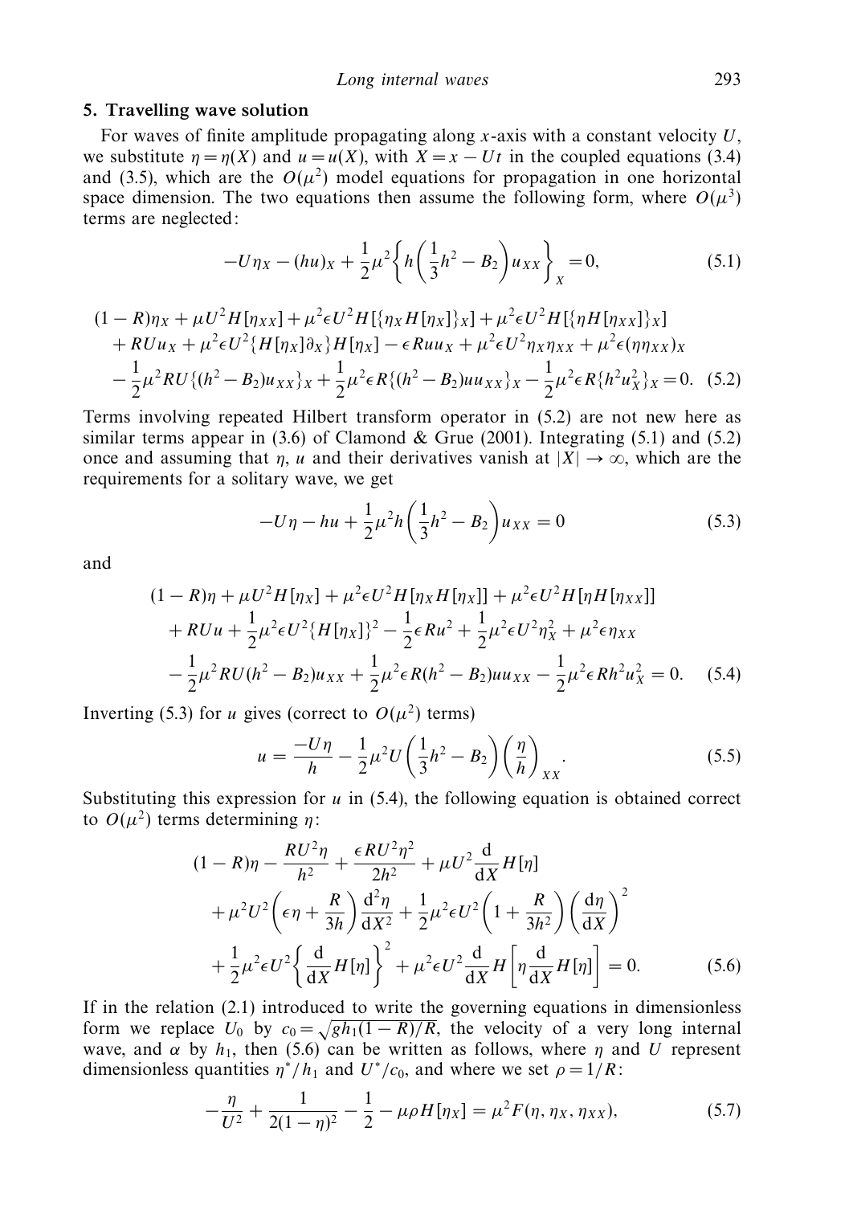## 5. Travelling wave solution

For waves of finite amplitude propagating along $x$-axis with a constant velocity $U$, we substitute $\eta = \eta(X)$ and $u = u(X)$, with $X = x - Ut$ in the coupled equations (3.4) and (3.5), which are the $O(\mu^2)$ model equations for propagation in one horizontal space dimension. The two equations then assume the following form, where $O(\mu^3)$ terms are neglected:

$$-U\eta_X - (hu)_X + \frac{1}{2}\mu^2\left\{h\left(\frac{1}{3}h^2 - B_2\right)u_{XX}\right\}_X = 0, \tag{5.1}$$

$$\begin{aligned}
&(1-R)\eta_X + \mu U^2 H[\eta_{XX}] + \mu^2\epsilon U^2 H[\{\eta_X H[\eta_X]\}_X] + \mu^2\epsilon U^2 H[\{\eta H[\eta_{XX}]\}_X] \\
&\quad + RUu_X + \mu^2\epsilon U^2\{H[\eta_X]\partial_X\}H[\eta_X] - \epsilon Ruu_X + \mu^2\epsilon U^2\eta_X\eta_{XX} + \mu^2\epsilon(\eta\eta_{XX})_X \\
&\quad - \frac{1}{2}\mu^2 RU\{(h^2 - B_2)u_{XX}\}_X + \frac{1}{2}\mu^2\epsilon R\{(h^2 - B_2)uu_{XX}\}_X - \frac{1}{2}\mu^2\epsilon R\{h^2u_X^2\}_X = 0.
\end{aligned} \tag{5.2}$$

Terms involving repeated Hilbert transform operator in (5.2) are not new here as similar terms appear in (3.6) of Clamond & Grue (2001). Integrating (5.1) and (5.2) once and assuming that $\eta$, $u$ and their derivatives vanish at $|X| \to \infty$, which are the requirements for a solitary wave, we get

$$-U\eta - hu + \frac{1}{2}\mu^2 h\left(\frac{1}{3}h^2 - B_2\right)u_{XX} = 0 \tag{5.3}$$

and

$$\begin{aligned}
&(1-R)\eta + \mu U^2 H[\eta_X] + \mu^2\epsilon U^2 H[\eta_X H[\eta_X]] + \mu^2\epsilon U^2 H[\eta H[\eta_{XX}]] \\
&\quad + RUu + \frac{1}{2}\mu^2\epsilon U^2\{H[\eta_X]\}^2 - \frac{1}{2}\epsilon Ru^2 + \frac{1}{2}\mu^2\epsilon U^2\eta_X^2 + \mu^2\epsilon\eta_{XX} \\
&\quad - \frac{1}{2}\mu^2 RU(h^2 - B_2)u_{XX} + \frac{1}{2}\mu^2\epsilon R(h^2 - B_2)uu_{XX} - \frac{1}{2}\mu^2\epsilon Rh^2u_X^2 = 0.
\end{aligned} \tag{5.4}$$

Inverting (5.3) for $u$ gives (correct to $O(\mu^2)$ terms)

$$u = \frac{-U\eta}{h} - \frac{1}{2}\mu^2 U\left(\frac{1}{3}h^2 - B_2\right)\left(\frac{\eta}{h}\right)_{XX}. \tag{5.5}$$

Substituting this expression for $u$ in (5.4), the following equation is obtained correct to $O(\mu^2)$ terms determining $\eta$:

$$\begin{aligned}
&(1-R)\eta - \frac{RU^2\eta}{h^2} + \frac{\epsilon RU^2\eta^2}{2h^2} + \mu U^2\frac{\mathrm{d}}{\mathrm{d}X}H[\eta] \\
&\quad + \mu^2 U^2\left(\epsilon\eta + \frac{R}{3h}\right)\frac{\mathrm{d}^2\eta}{\mathrm{d}X^2} + \frac{1}{2}\mu^2\epsilon U^2\left(1 + \frac{R}{3h^2}\right)\left(\frac{\mathrm{d}\eta}{\mathrm{d}X}\right)^2 \\
&\quad + \frac{1}{2}\mu^2\epsilon U^2\left\{\frac{\mathrm{d}}{\mathrm{d}X}H[\eta]\right\}^2 + \mu^2\epsilon U^2\frac{\mathrm{d}}{\mathrm{d}X}H\left[\eta\frac{\mathrm{d}}{\mathrm{d}X}H[\eta]\right] = 0.
\end{aligned} \tag{5.6}$$

If in the relation (2.1) introduced to write the governing equations in dimensionless form we replace $U_0$ by $c_0 = \sqrt{gh_1(1-R)/R}$, the velocity of a very long internal wave, and $\alpha$ by $h_1$, then (5.6) can be written as follows, where $\eta$ and $U$ represent dimensionless quantities $\eta^*/h_1$ and $U^*/c_0$, and where we set $\rho = 1/R$:

$$-\frac{\eta}{U^2} + \frac{1}{2(1-\eta)^2} - \frac{1}{2} - \mu\rho H[\eta_X] = \mu^2 F(\eta, \eta_X, \eta_{XX}), \tag{5.7}$$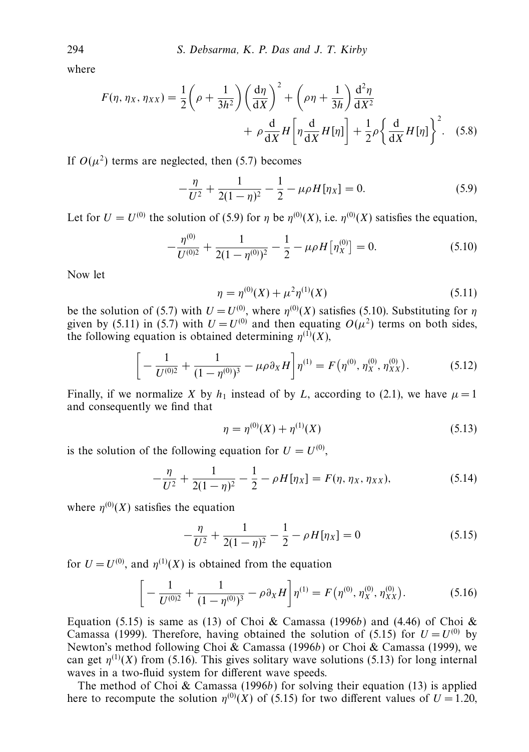where

$$F(\eta, \eta_X, \eta_{XX}) = \frac{1}{2}\left(\rho + \frac{1}{3h^2}\right)\left(\frac{\mathrm{d}\eta}{\mathrm{d}X}\right)^2 + \left(\rho\eta + \frac{1}{3h}\right)\frac{\mathrm{d}^2\eta}{\mathrm{d}X^2} + \rho\frac{\mathrm{d}}{\mathrm{d}X}H\left[\eta\frac{\mathrm{d}}{\mathrm{d}X}H[\eta]\right] + \frac{1}{2}\rho\left\{\frac{\mathrm{d}}{\mathrm{d}X}H[\eta]\right\}^2. \quad (5.8)$$

If $O(\mu^2)$ terms are neglected, then (5.7) becomes

$$-\frac{\eta}{U^2} + \frac{1}{2(1-\eta)^2} - \frac{1}{2} - \mu\rho H[\eta_X] = 0. \quad (5.9)$$

Let for $U = U^{(0)}$ the solution of (5.9) for $\eta$ be $\eta^{(0)}(X)$, i.e. $\eta^{(0)}(X)$ satisfies the equation,

$$-\frac{\eta^{(0)}}{U^{(0)2}} + \frac{1}{2(1-\eta^{(0)})^2} - \frac{1}{2} - \mu\rho H\left[\eta_X^{(0)}\right] = 0. \quad (5.10)$$

Now let

$$\eta = \eta^{(0)}(X) + \mu^2\eta^{(1)}(X) \quad (5.11)$$

be the solution of (5.7) with $U = U^{(0)}$, where $\eta^{(0)}(X)$ satisfies (5.10). Substituting for $\eta$ given by (5.11) in (5.7) with $U = U^{(0)}$ and then equating $O(\mu^2)$ terms on both sides, the following equation is obtained determining $\eta^{(1)}(X)$,

$$\left[-\frac{1}{U^{(0)2}} + \frac{1}{(1-\eta^{(0)})^3} - \mu\rho\partial_X H\right]\eta^{(1)} = F\left(\eta^{(0)}, \eta_X^{(0)}, \eta_{XX}^{(0)}\right). \quad (5.12)$$

Finally, if we normalize $X$ by $h_1$ instead of by $L$, according to (2.1), we have $\mu = 1$ and consequently we find that

$$\eta = \eta^{(0)}(X) + \eta^{(1)}(X) \quad (5.13)$$

is the solution of the following equation for $U = U^{(0)}$,

$$-\frac{\eta}{U^2} + \frac{1}{2(1-\eta)^2} - \frac{1}{2} - \rho H[\eta_X] = F(\eta, \eta_X, \eta_{XX}), \quad (5.14)$$

where $\eta^{(0)}(X)$ satisfies the equation

$$-\frac{\eta}{U^2} + \frac{1}{2(1-\eta)^2} - \frac{1}{2} - \rho H[\eta_X] = 0 \quad (5.15)$$

for $U = U^{(0)}$, and $\eta^{(1)}(X)$ is obtained from the equation

$$\left[-\frac{1}{U^{(0)2}} + \frac{1}{(1-\eta^{(0)})^3} - \rho\partial_X H\right]\eta^{(1)} = F\left(\eta^{(0)}, \eta_X^{(0)}, \eta_{XX}^{(0)}\right). \quad (5.16)$$

Equation (5.15) is same as (13) of Choi & Camassa (1996*b*) and (4.46) of Choi & Camassa (1999). Therefore, having obtained the solution of (5.15) for $U = U^{(0)}$ by Newton's method following Choi & Camassa (1996*b*) or Choi & Camassa (1999), we can get $\eta^{(1)}(X)$ from (5.16). This gives solitary wave solutions (5.13) for long internal waves in a two-fluid system for different wave speeds.

The method of Choi & Camassa (1996*b*) for solving their equation (13) is applied here to recompute the solution $\eta^{(0)}(X)$ of (5.15) for two different values of $U = 1.20$,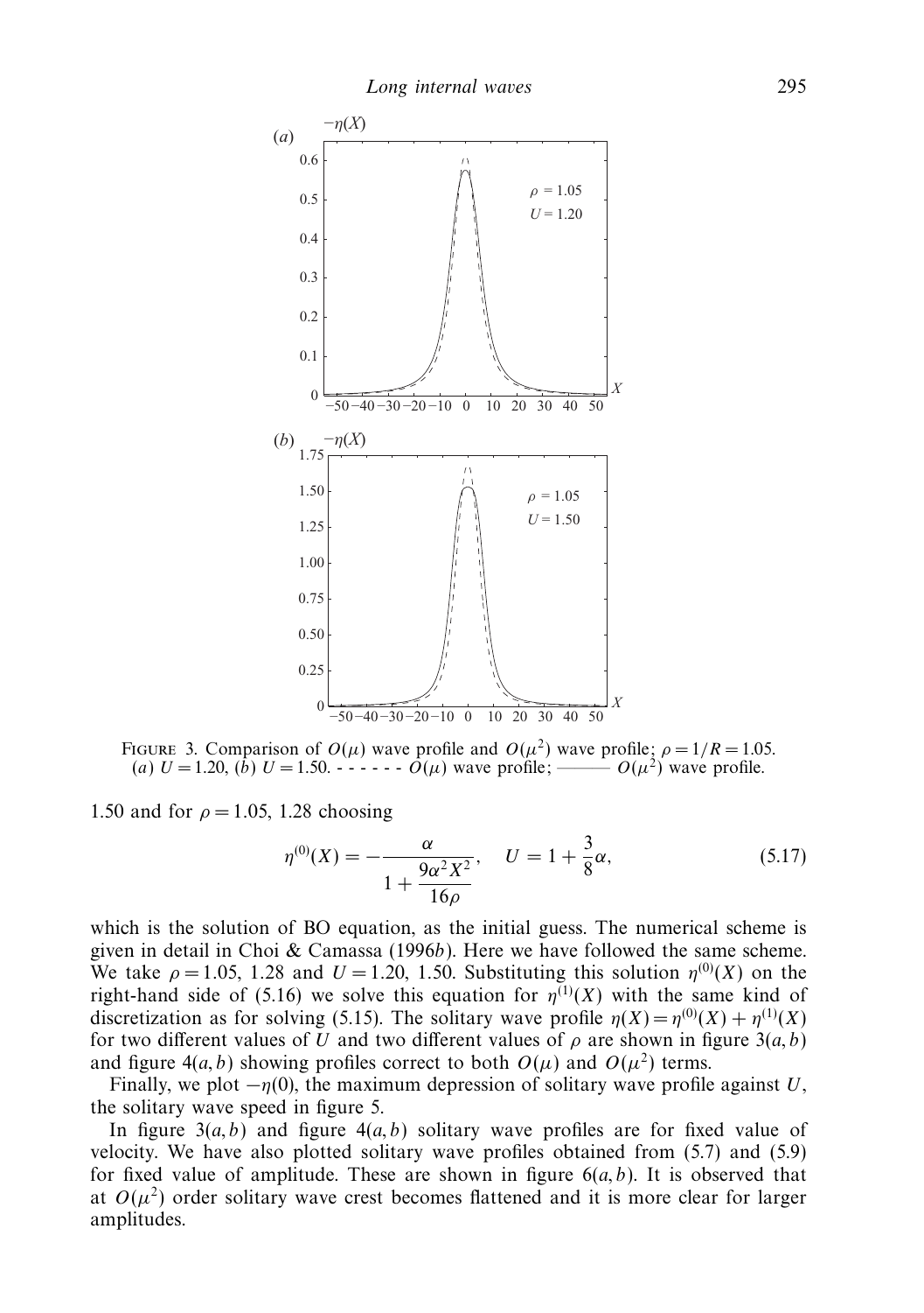FIGURE 3. Comparison of $O(\mu)$ wave profile and $O(\mu^2)$ wave profile; $\rho = 1/R = 1.05$. (*a*) $U = 1.20$, (*b*) $U = 1.50$. - - - - - - $O(\mu)$ wave profile; ——— $O(\mu^2)$ wave profile.

1.50 and for $\rho = 1.05$, 1.28 choosing

$$\eta^{(0)}(X) = -\frac{\alpha}{1 + \dfrac{9\alpha^2 X^2}{16\rho}}, \quad U = 1 + \frac{3}{8}\alpha, \tag{5.17}$$

which is the solution of BO equation, as the initial guess. The numerical scheme is given in detail in Choi & Camassa (1996*b*). Here we have followed the same scheme. We take $\rho = 1.05$, 1.28 and $U = 1.20$, 1.50. Substituting this solution $\eta^{(0)}(X)$ on the right-hand side of (5.16) we solve this equation for $\eta^{(1)}(X)$ with the same kind of discretization as for solving (5.15). The solitary wave profile $\eta(X) = \eta^{(0)}(X) + \eta^{(1)}(X)$ for two different values of $U$ and two different values of $\rho$ are shown in figure 3(*a, b*) and figure 4(*a, b*) showing profiles correct to both $O(\mu)$ and $O(\mu^2)$ terms.

Finally, we plot $-\eta(0)$, the maximum depression of solitary wave profile against $U$, the solitary wave speed in figure 5.

In figure 3(*a, b*) and figure 4(*a, b*) solitary wave profiles are for fixed value of velocity. We have also plotted solitary wave profiles obtained from (5.7) and (5.9) for fixed value of amplitude. These are shown in figure 6(*a, b*). It is observed that at $O(\mu^2)$ order solitary wave crest becomes flattened and it is more clear for larger amplitudes.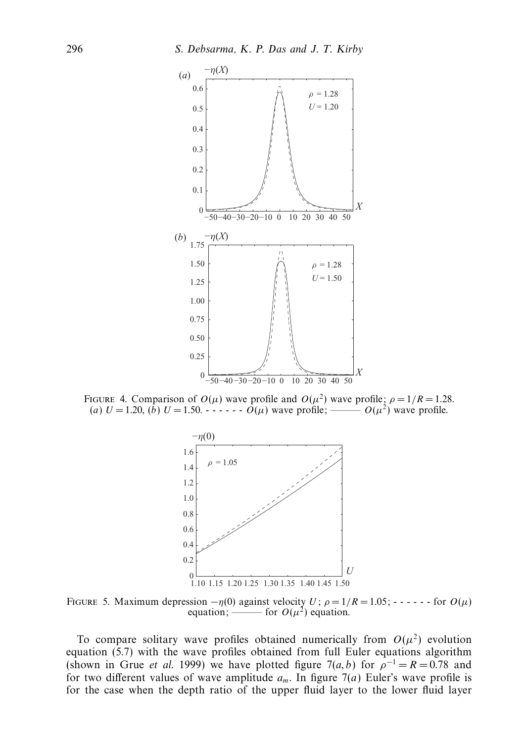FIGURE 4. Comparison of $O(\mu)$ wave profile and $O(\mu^2)$ wave profile; $\rho = 1/R = 1.28$. (*a*) $U = 1.20$, (*b*) $U = 1.50$. - - - - - - $O(\mu)$ wave profile; ——— $O(\mu^2)$ wave profile.

FIGURE 5. Maximum depression $-\eta(0)$ against velocity $U$; $\rho = 1/R = 1.05$; - - - - - - for $O(\mu)$ equation; ——— for $O(\mu^2)$ equation.

To compare solitary wave profiles obtained numerically from $O(\mu^2)$ evolution equation (5.7) with the wave profiles obtained from full Euler equations algorithm (shown in Grue *et al.* 1999) we have plotted figure 7(*a*, *b*) for $\rho^{-1} = R = 0.78$ and for two different values of wave amplitude $a_m$. In figure 7(*a*) Euler's wave profile is for the case when the depth ratio of the upper fluid layer to the lower fluid layer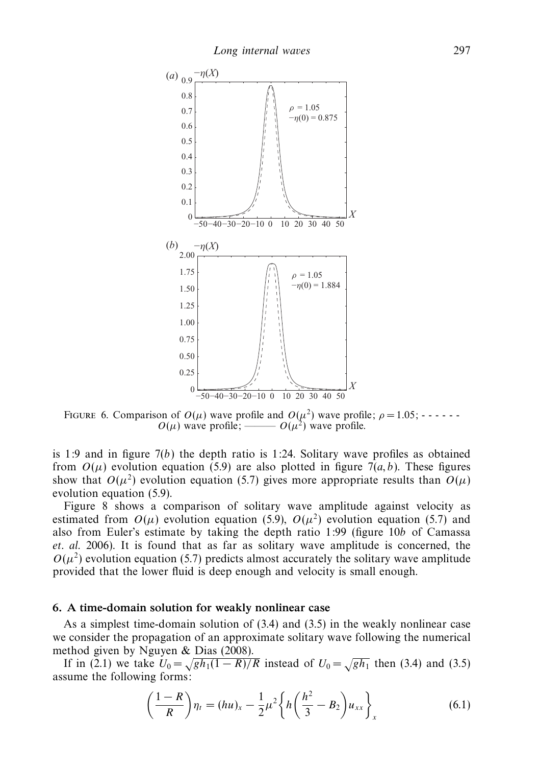FIGURE 6. Comparison of $O(\mu)$ wave profile and $O(\mu^2)$ wave profile; $\rho = 1.05$; - - - - - - $O(\mu)$ wave profile; ——— $O(\mu^2)$ wave profile.

is 1:9 and in figure 7(*b*) the depth ratio is 1:24. Solitary wave profiles as obtained from $O(\mu)$ evolution equation (5.9) are also plotted in figure 7(*a*, *b*). These figures show that $O(\mu^2)$ evolution equation (5.7) gives more appropriate results than $O(\mu)$ evolution equation (5.9).

Figure 8 shows a comparison of solitary wave amplitude against velocity as estimated from $O(\mu)$ evolution equation (5.9), $O(\mu^2)$ evolution equation (5.7) and also from Euler's estimate by taking the depth ratio 1:99 (figure 10*b* of Camassa *et. al.* 2006). It is found that as far as solitary wave amplitude is concerned, the $O(\mu^2)$ evolution equation (5.7) predicts almost accurately the solitary wave amplitude provided that the lower fluid is deep enough and velocity is small enough.

## 6. A time-domain solution for weakly nonlinear case

As a simplest time-domain solution of (3.4) and (3.5) in the weakly nonlinear case we consider the propagation of an approximate solitary wave following the numerical method given by Nguyen & Dias (2008).

If in (2.1) we take $U_0 = \sqrt{gh_1(1-R)/R}$ instead of $U_0 = \sqrt{gh_1}$ then (3.4) and (3.5) assume the following forms:

$$\left(\frac{1-R}{R}\right)\eta_t = (hu)_x - \frac{1}{2}\mu^2\left\{h\left(\frac{h^2}{3} - B_2\right)u_{xx}\right\}_x \tag{6.1}$$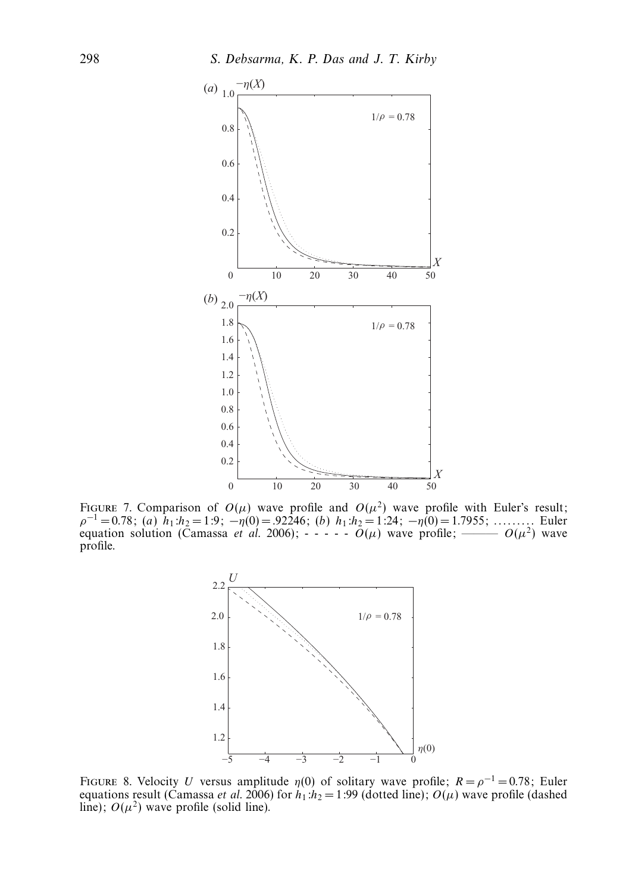FIGURE 7. Comparison of $O(\mu)$ wave profile and $O(\mu^2)$ wave profile with Euler's result; $\rho^{-1} = 0.78$; (*a*) $h_1$:$h_2 = 1$:9; $-\eta(0) = .92246$; (*b*) $h_1$:$h_2 = 1$:24; $-\eta(0) = 1.7955$; ......... Euler equation solution (Camassa *et al.* 2006); - - - - - $O(\mu)$ wave profile; ——— $O(\mu^2)$ wave profile.

FIGURE 8. Velocity $U$ versus amplitude $\eta(0)$ of solitary wave profile; $R = \rho^{-1} = 0.78$; Euler equations result (Camassa *et al.* 2006) for $h_1$:$h_2 = 1$:99 (dotted line); $O(\mu)$ wave profile (dashed line); $O(\mu^2)$ wave profile (solid line).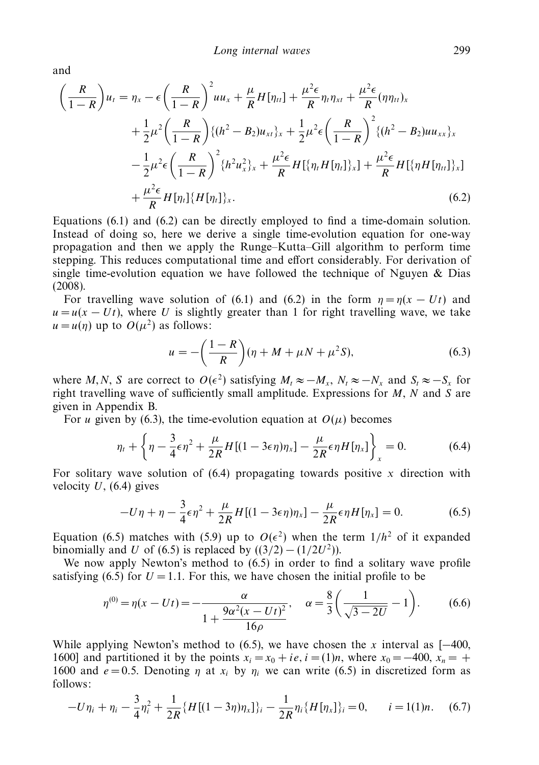and

$$\left(\frac{R}{1-R}\right)u_t = \eta_x - \epsilon\left(\frac{R}{1-R}\right)^2 uu_x + \frac{\mu}{R}H[\eta_{tt}] + \frac{\mu^2\epsilon}{R}\eta_t\eta_{xt} + \frac{\mu^2\epsilon}{R}(\eta\eta_{tt})_x$$
$$+ \frac{1}{2}\mu^2\left(\frac{R}{1-R}\right)\{(h^2 - B_2)u_{xt}\}_x + \frac{1}{2}\mu^2\epsilon\left(\frac{R}{1-R}\right)^2\{(h^2 - B_2)uu_{xx}\}_x$$
$$- \frac{1}{2}\mu^2\epsilon\left(\frac{R}{1-R}\right)^2\{h^2u_x^2\}_x + \frac{\mu^2\epsilon}{R}H[\{\eta_t H[\eta_t]\}_x] + \frac{\mu^2\epsilon}{R}H[\{\eta H[\eta_{tt}]\}_x]$$
$$+ \frac{\mu^2\epsilon}{R}H[\eta_t]\{H[\eta_t]\}_x. \tag{6.2}$$

Equations (6.1) and (6.2) can be directly employed to find a time-domain solution. Instead of doing so, here we derive a single time-evolution equation for one-way propagation and then we apply the Runge–Kutta–Gill algorithm to perform time stepping. This reduces computational time and effort considerably. For derivation of single time-evolution equation we have followed the technique of Nguyen & Dias (2008).

For travelling wave solution of (6.1) and (6.2) in the form $\eta = \eta(x - Ut)$ and $u = u(x - Ut)$, where $U$ is slightly greater than 1 for right travelling wave, we take $u = u(\eta)$ up to $O(\mu^2)$ as follows:

$$u = -\left(\frac{1-R}{R}\right)(\eta + M + \mu N + \mu^2 S), \tag{6.3}$$

where $M, N, S$ are correct to $O(\epsilon^2)$ satisfying $M_t \approx -M_x$, $N_t \approx -N_x$ and $S_t \approx -S_x$ for right travelling wave of sufficiently small amplitude. Expressions for $M$, $N$ and $S$ are given in Appendix B.

For $u$ given by (6.3), the time-evolution equation at $O(\mu)$ becomes

$$\eta_t + \left\{\eta - \frac{3}{4}\epsilon\eta^2 + \frac{\mu}{2R}H[(1 - 3\epsilon\eta)\eta_x] - \frac{\mu}{2R}\epsilon\eta H[\eta_x]\right\}_x = 0. \tag{6.4}$$

For solitary wave solution of (6.4) propagating towards positive $x$ direction with velocity $U$, (6.4) gives

$$-U\eta + \eta - \frac{3}{4}\epsilon\eta^2 + \frac{\mu}{2R}H[(1 - 3\epsilon\eta)\eta_x] - \frac{\mu}{2R}\epsilon\eta H[\eta_x] = 0. \tag{6.5}$$

Equation (6.5) matches with (5.9) up to $O(\epsilon^2)$ when the term $1/h^2$ of it expanded binomially and $U$ of (6.5) is replaced by $((3/2) - (1/2U^2))$.

We now apply Newton's method to (6.5) in order to find a solitary wave profile satisfying (6.5) for $U = 1.1$. For this, we have chosen the initial profile to be

$$\eta^{(0)} = \eta(x - Ut) = -\frac{\alpha}{1 + \dfrac{9\alpha^2(x - Ut)^2}{16\rho}}, \quad \alpha = \frac{8}{3}\left(\frac{1}{\sqrt{3 - 2U}} - 1\right). \tag{6.6}$$

While applying Newton's method to (6.5), we have chosen the $x$ interval as [−400, 1600] and partitioned it by the points $x_i = x_0 + ie$, $i = (1)n$, where $x_0 = -400$, $x_n = +1600$ and $e = 0.5$. Denoting $\eta$ at $x_i$ by $\eta_i$ we can write (6.5) in discretized form as follows:

$$-U\eta_i + \eta_i - \frac{3}{4}\eta_i^2 + \frac{1}{2R}\{H[(1 - 3\eta)\eta_x]\}_i - \frac{1}{2R}\eta_i\{H[\eta_x]\}_i = 0, \qquad i = 1(1)n. \tag{6.7}$$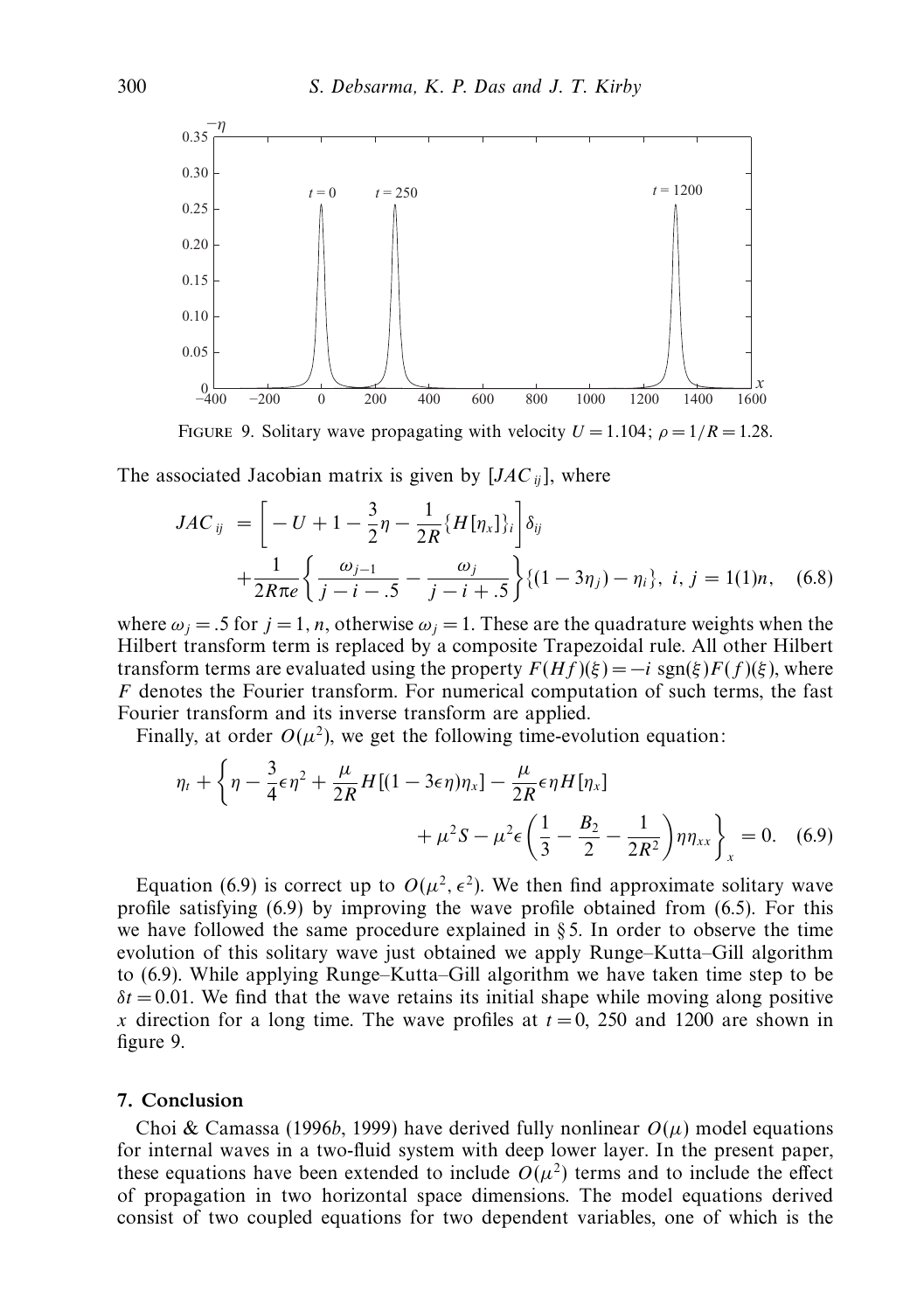FIGURE 9. Solitary wave propagating with velocity $U = 1.104$; $\rho = 1/R = 1.28$.

The associated Jacobian matrix is given by $[JAC_{ij}]$, where

$$JAC_{ij} = \left[ -U + 1 - \frac{3}{2}\eta - \frac{1}{2R}\{H[\eta_x]\}_i \right] \delta_{ij} + \frac{1}{2R\pi e}\left\{ \frac{\omega_{j-1}}{j-i-.5} - \frac{\omega_j}{j-i+.5} \right\}\{(1-3\eta_j) - \eta_i\}, \; i, j = 1(1)n, \quad (6.8)$$

where $\omega_j = .5$ for $j = 1, n$, otherwise $\omega_j = 1$. These are the quadrature weights when the Hilbert transform term is replaced by a composite Trapezoidal rule. All other Hilbert transform terms are evaluated using the property $F(Hf)(\xi) = -i \,\text{sgn}(\xi) F(f)(\xi)$, where $F$ denotes the Fourier transform. For numerical computation of such terms, the fast Fourier transform and its inverse transform are applied.

Finally, at order $O(\mu^2)$, we get the following time-evolution equation:

$$\eta_t + \left\{ \eta - \frac{3}{4}\epsilon\eta^2 + \frac{\mu}{2R}H[(1-3\epsilon\eta)\eta_x] - \frac{\mu}{2R}\epsilon\eta H[\eta_x] + \mu^2 S - \mu^2\epsilon\left(\frac{1}{3} - \frac{B_2}{2} - \frac{1}{2R^2}\right)\eta\eta_{xx} \right\}_x = 0. \quad (6.9)$$

Equation (6.9) is correct up to $O(\mu^2, \epsilon^2)$. We then find approximate solitary wave profile satisfying (6.9) by improving the wave profile obtained from (6.5). For this we have followed the same procedure explained in § 5. In order to observe the time evolution of this solitary wave just obtained we apply Runge–Kutta–Gill algorithm to (6.9). While applying Runge–Kutta–Gill algorithm we have taken time step to be $\delta t = 0.01$. We find that the wave retains its initial shape while moving along positive $x$ direction for a long time. The wave profiles at $t = 0$, 250 and 1200 are shown in figure 9.

## 7. Conclusion

Choi & Camassa (1996*b*, 1999) have derived fully nonlinear $O(\mu)$ model equations for internal waves in a two-fluid system with deep lower layer. In the present paper, these equations have been extended to include $O(\mu^2)$ terms and to include the effect of propagation in two horizontal space dimensions. The model equations derived consist of two coupled equations for two dependent variables, one of which is the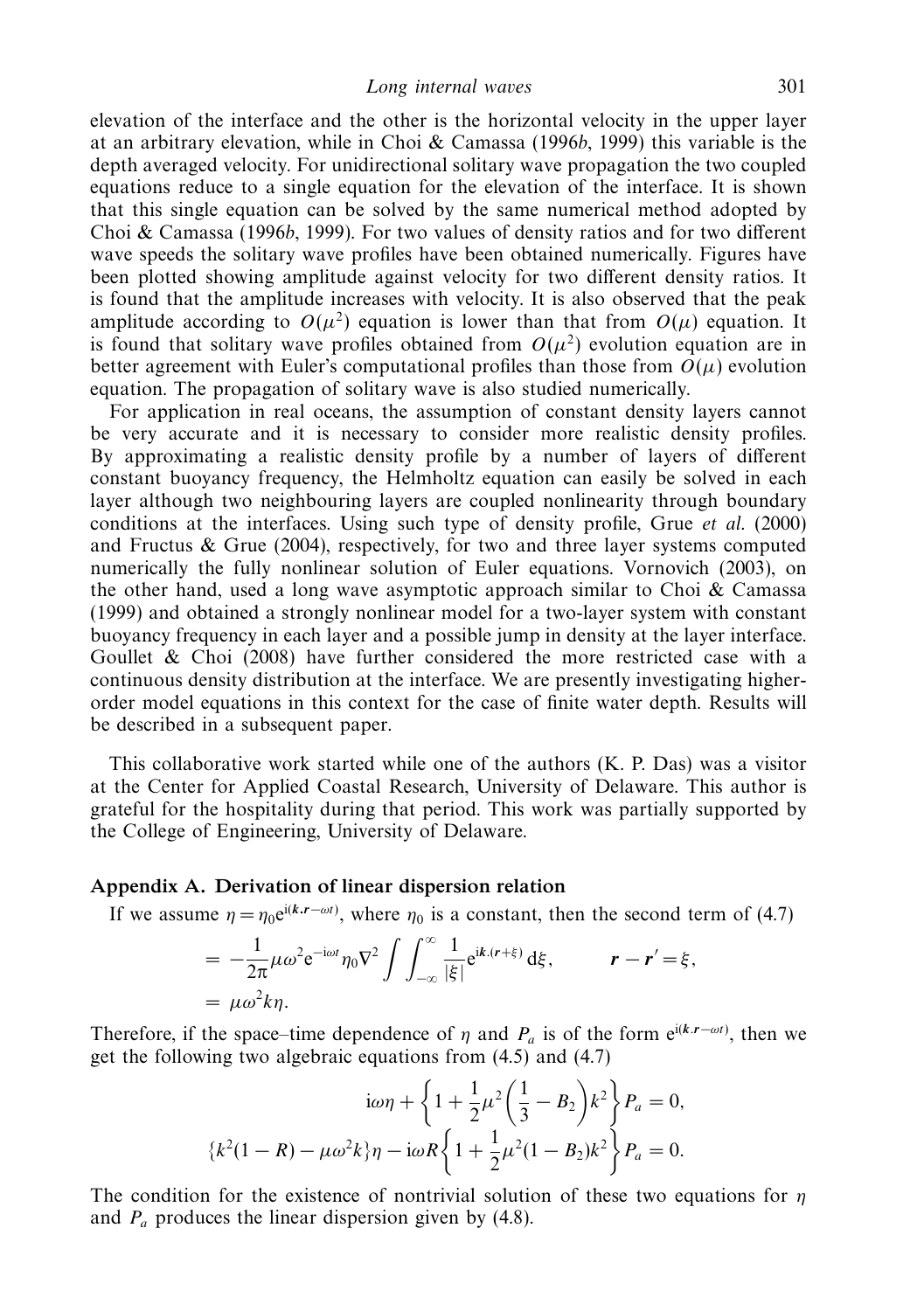elevation of the interface and the other is the horizontal velocity in the upper layer at an arbitrary elevation, while in Choi & Camassa (1996*b*, 1999) this variable is the depth averaged velocity. For unidirectional solitary wave propagation the two coupled equations reduce to a single equation for the elevation of the interface. It is shown that this single equation can be solved by the same numerical method adopted by Choi & Camassa (1996*b*, 1999). For two values of density ratios and for two different wave speeds the solitary wave profiles have been obtained numerically. Figures have been plotted showing amplitude against velocity for two different density ratios. It is found that the amplitude increases with velocity. It is also observed that the peak amplitude according to $O(\mu^2)$ equation is lower than that from $O(\mu)$ equation. It is found that solitary wave profiles obtained from $O(\mu^2)$ evolution equation are in better agreement with Euler's computational profiles than those from $O(\mu)$ evolution equation. The propagation of solitary wave is also studied numerically.

For application in real oceans, the assumption of constant density layers cannot be very accurate and it is necessary to consider more realistic density profiles. By approximating a realistic density profile by a number of layers of different constant buoyancy frequency, the Helmholtz equation can easily be solved in each layer although two neighbouring layers are coupled nonlinearity through boundary conditions at the interfaces. Using such type of density profile, Grue *et al.* (2000) and Fructus & Grue (2004), respectively, for two and three layer systems computed numerically the fully nonlinear solution of Euler equations. Vornovich (2003), on the other hand, used a long wave asymptotic approach similar to Choi & Camassa (1999) and obtained a strongly nonlinear model for a two-layer system with constant buoyancy frequency in each layer and a possible jump in density at the layer interface. Goullet & Choi (2008) have further considered the more restricted case with a continuous density distribution at the interface. We are presently investigating higher-order model equations in this context for the case of finite water depth. Results will be described in a subsequent paper.

This collaborative work started while one of the authors (K. P. Das) was a visitor at the Center for Applied Coastal Research, University of Delaware. This author is grateful for the hospitality during that period. This work was partially supported by the College of Engineering, University of Delaware.

## Appendix A. Derivation of linear dispersion relation

If we assume $\eta = \eta_0 e^{i(\boldsymbol{k}.\boldsymbol{r}-\omega t)}$, where $\eta_0$ is a constant, then the second term of (4.7)

$$
\begin{aligned}
&= -\frac{1}{2\pi}\mu\omega^2 e^{-i\omega t}\eta_0\nabla^2 \int\int_{-\infty}^{\infty} \frac{1}{|\xi|} e^{i\boldsymbol{k}.(\boldsymbol{r}+\xi)}\,d\xi, \qquad \boldsymbol{r}-\boldsymbol{r}' = \xi,\\
&= \mu\omega^2 k\eta.
\end{aligned}
$$

Therefore, if the space–time dependence of $\eta$ and $P_a$ is of the form $e^{i(\boldsymbol{k}.\boldsymbol{r}-\omega t)}$, then we get the following two algebraic equations from (4.5) and (4.7)

$$
i\omega\eta + \left\{1 + \frac{1}{2}\mu^2\left(\frac{1}{3} - B_2\right)k^2\right\}P_a = 0,
$$

$$
\{k^2(1-R) - \mu\omega^2 k\}\eta - i\omega R\left\{1 + \frac{1}{2}\mu^2(1-B_2)k^2\right\}P_a = 0.
$$

The condition for the existence of nontrivial solution of these two equations for $\eta$ and $P_a$ produces the linear dispersion given by (4.8).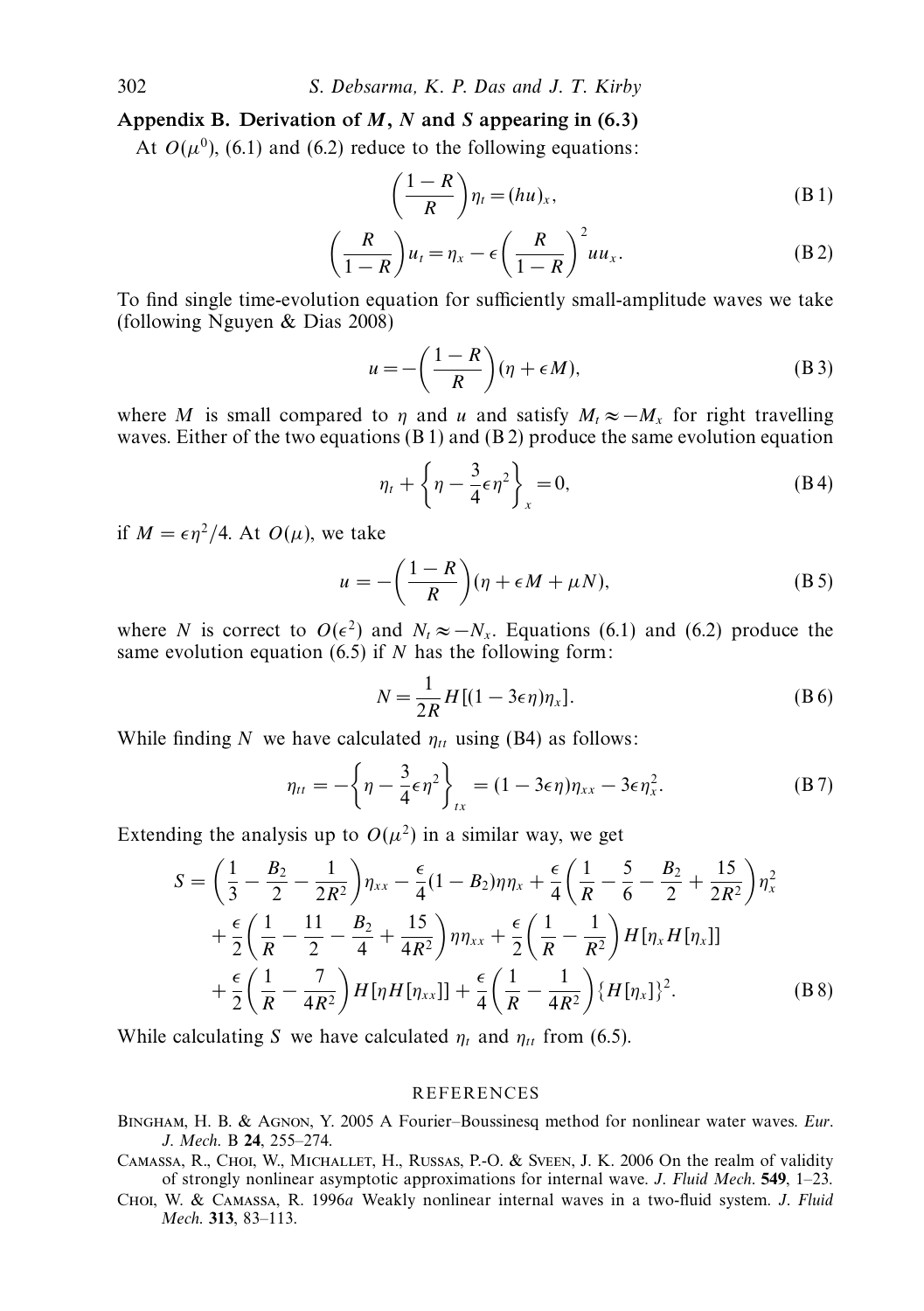## Appendix B. Derivation of $M$, $N$ and $S$ appearing in (6.3)

At $O(\mu^0)$, (6.1) and (6.2) reduce to the following equations:

$$\left(\frac{1-R}{R}\right)\eta_t = (hu)_x, \tag{B 1}$$

$$\left(\frac{R}{1-R}\right)u_t = \eta_x - \epsilon\left(\frac{R}{1-R}\right)^2 uu_x. \tag{B 2}$$

To find single time-evolution equation for sufficiently small-amplitude waves we take (following Nguyen & Dias 2008)

$$u = -\left(\frac{1-R}{R}\right)(\eta + \epsilon M), \tag{B 3}$$

where $M$ is small compared to $\eta$ and $u$ and satisfy $M_t \approx -M_x$ for right travelling waves. Either of the two equations (B 1) and (B 2) produce the same evolution equation

$$\eta_t + \left\{\eta - \frac{3}{4}\epsilon\eta^2\right\}_x = 0, \tag{B 4}$$

if $M = \epsilon\eta^2/4$. At $O(\mu)$, we take

$$u = -\left(\frac{1-R}{R}\right)(\eta + \epsilon M + \mu N), \tag{B 5}$$

where $N$ is correct to $O(\epsilon^2)$ and $N_t \approx -N_x$. Equations (6.1) and (6.2) produce the same evolution equation (6.5) if $N$ has the following form:

$$N = \frac{1}{2R}H[(1-3\epsilon\eta)\eta_x]. \tag{B 6}$$

While finding $N$ we have calculated $\eta_{tt}$ using (B4) as follows:

$$\eta_{tt} = -\left\{\eta - \frac{3}{4}\epsilon\eta^2\right\}_{tx} = (1-3\epsilon\eta)\eta_{xx} - 3\epsilon\eta_x^2. \tag{B 7}$$

Extending the analysis up to $O(\mu^2)$ in a similar way, we get

$$\begin{aligned}
S = {} & \left(\frac{1}{3} - \frac{B_2}{2} - \frac{1}{2R^2}\right)\eta_{xx} - \frac{\epsilon}{4}(1-B_2)\eta\eta_x + \frac{\epsilon}{4}\left(\frac{1}{R} - \frac{5}{6} - \frac{B_2}{2} + \frac{15}{2R^2}\right)\eta_x^2 \\
& + \frac{\epsilon}{2}\left(\frac{1}{R} - \frac{11}{2} - \frac{B_2}{4} + \frac{15}{4R^2}\right)\eta\eta_{xx} + \frac{\epsilon}{2}\left(\frac{1}{R} - \frac{1}{R^2}\right)H[\eta_x H[\eta_x]] \\
& + \frac{\epsilon}{2}\left(\frac{1}{R} - \frac{7}{4R^2}\right)H[\eta H[\eta_{xx}]] + \frac{\epsilon}{4}\left(\frac{1}{R} - \frac{1}{4R^2}\right)\{H[\eta_x]\}^2.
\end{aligned} \tag{B 8}$$

While calculating $S$ we have calculated $\eta_t$ and $\eta_{tt}$ from (6.5).

## REFERENCES

Bingham, H. B. & Agnon, Y. 2005 A Fourier–Boussinesq method for nonlinear water waves. *Eur. J. Mech.* B **24**, 255–274.

Camassa, R., Choi, W., Michallet, H., Russas, P.-O. & Sveen, J. K. 2006 On the realm of validity of strongly nonlinear asymptotic approximations for internal wave. *J. Fluid Mech.* **549**, 1–23.

Choi, W. & Camassa, R. 1996*a* Weakly nonlinear internal waves in a two-fluid system. *J. Fluid Mech.* **313**, 83–113.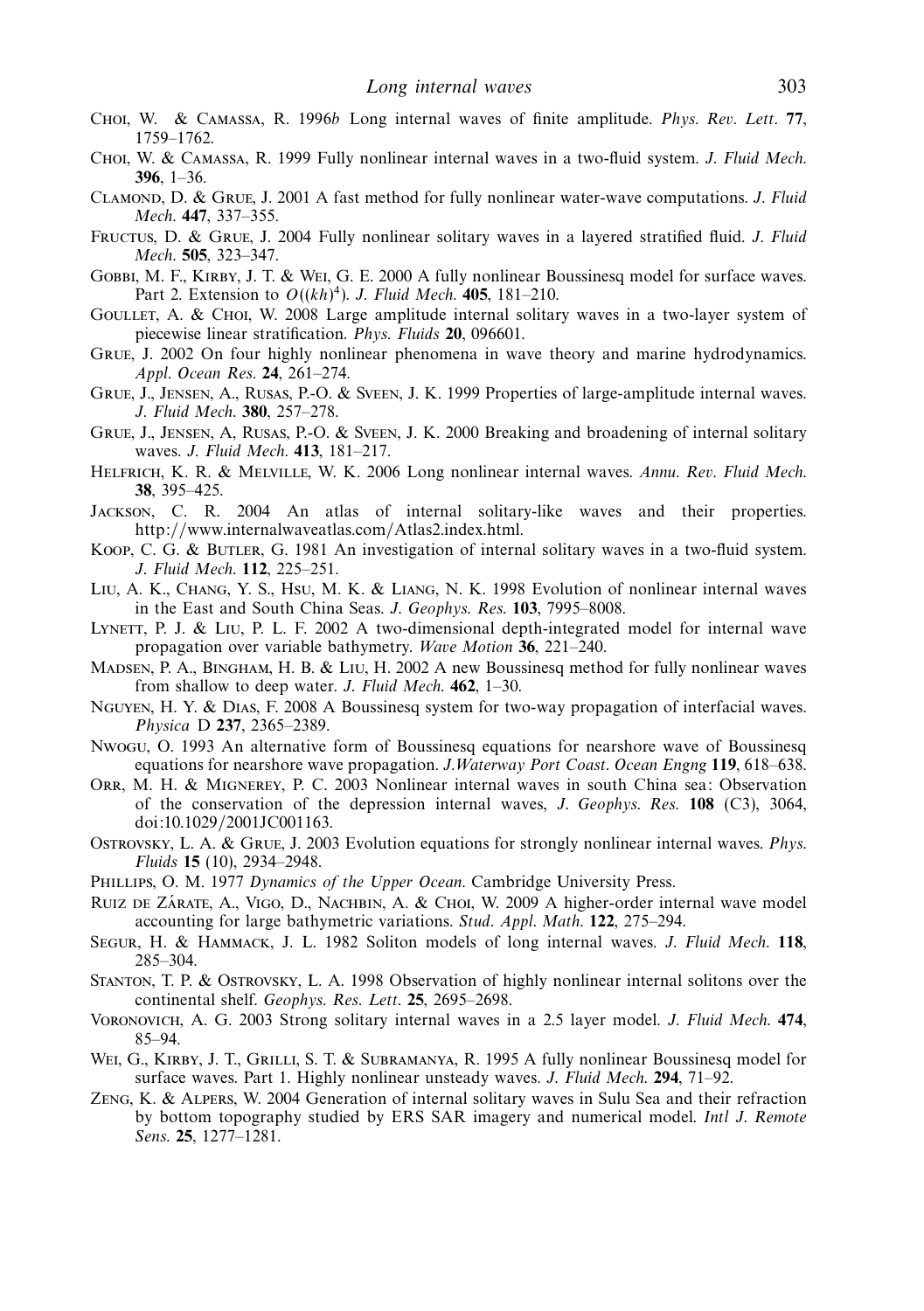Choi, W. & Camassa, R. 1996*b* Long internal waves of finite amplitude. *Phys. Rev. Lett.* **77**, 1759–1762.

Choi, W. & Camassa, R. 1999 Fully nonlinear internal waves in a two-fluid system. *J. Fluid Mech.* **396**, 1–36.

Clamond, D. & Grue, J. 2001 A fast method for fully nonlinear water-wave computations. *J. Fluid Mech.* **447**, 337–355.

Fructus, D. & Grue, J. 2004 Fully nonlinear solitary waves in a layered stratified fluid. *J. Fluid Mech.* **505**, 323–347.

Gobbi, M. F., Kirby, J. T. & Wei, G. E. 2000 A fully nonlinear Boussinesq model for surface waves. Part 2. Extension to $O((kh)^4)$. *J. Fluid Mech.* **405**, 181–210.

Goullet, A. & Choi, W. 2008 Large amplitude internal solitary waves in a two-layer system of piecewise linear stratification. *Phys. Fluids* **20**, 096601.

Grue, J. 2002 On four highly nonlinear phenomena in wave theory and marine hydrodynamics. *Appl. Ocean Res.* **24**, 261–274.

Grue, J., Jensen, A., Rusas, P.-O. & Sveen, J. K. 1999 Properties of large-amplitude internal waves. *J. Fluid Mech.* **380**, 257–278.

Grue, J., Jensen, A, Rusas, P.-O. & Sveen, J. K. 2000 Breaking and broadening of internal solitary waves. *J. Fluid Mech.* **413**, 181–217.

Helfrich, K. R. & Melville, W. K. 2006 Long nonlinear internal waves. *Annu. Rev. Fluid Mech.* **38**, 395–425.

Jackson, C. R. 2004 An atlas of internal solitary-like waves and their properties. http://www.internalwaveatlas.com/Atlas2.index.html.

Koop, C. G. & Butler, G. 1981 An investigation of internal solitary waves in a two-fluid system. *J. Fluid Mech.* **112**, 225–251.

Liu, A. K., Chang, Y. S., Hsu, M. K. & Liang, N. K. 1998 Evolution of nonlinear internal waves in the East and South China Seas. *J. Geophys. Res.* **103**, 7995–8008.

Lynett, P. J. & Liu, P. L. F. 2002 A two-dimensional depth-integrated model for internal wave propagation over variable bathymetry. *Wave Motion* **36**, 221–240.

Madsen, P. A., Bingham, H. B. & Liu, H. 2002 A new Boussinesq method for fully nonlinear waves from shallow to deep water. *J. Fluid Mech.* **462**, 1–30.

Nguyen, H. Y. & Dias, F. 2008 A Boussinesq system for two-way propagation of interfacial waves. *Physica* D **237**, 2365–2389.

Nwogu, O. 1993 An alternative form of Boussinesq equations for nearshore wave of Boussinesq equations for nearshore wave propagation. *J.Waterway Port Coast. Ocean Engng* **119**, 618–638.

Orr, M. H. & Mignerey, P. C. 2003 Nonlinear internal waves in south China sea: Observation of the conservation of the depression internal waves, *J. Geophys. Res.* **108** (C3), 3064, doi:10.1029/2001JC001163.

Ostrovsky, L. A. & Grue, J. 2003 Evolution equations for strongly nonlinear internal waves. *Phys. Fluids* **15** (10), 2934–2948.

Phillips, O. M. 1977 *Dynamics of the Upper Ocean*. Cambridge University Press.

Ruiz de Zárate, A., Vigo, D., Nachbin, A. & Choi, W. 2009 A higher-order internal wave model accounting for large bathymetric variations. *Stud. Appl. Math.* **122**, 275–294.

Segur, H. & Hammack, J. L. 1982 Soliton models of long internal waves. *J. Fluid Mech.* **118**, 285–304.

Stanton, T. P. & Ostrovsky, L. A. 1998 Observation of highly nonlinear internal solitons over the continental shelf. *Geophys. Res. Lett.* **25**, 2695–2698.

Voronovich, A. G. 2003 Strong solitary internal waves in a 2.5 layer model. *J. Fluid Mech.* **474**, 85–94.

Wei, G., Kirby, J. T., Grilli, S. T. & Subramanya, R. 1995 A fully nonlinear Boussinesq model for surface waves. Part 1. Highly nonlinear unsteady waves. *J. Fluid Mech.* **294**, 71–92.

Zeng, K. & Alpers, W. 2004 Generation of internal solitary waves in Sulu Sea and their refraction by bottom topography studied by ERS SAR imagery and numerical model. *Intl J. Remote Sens.* **25**, 1277–1281.